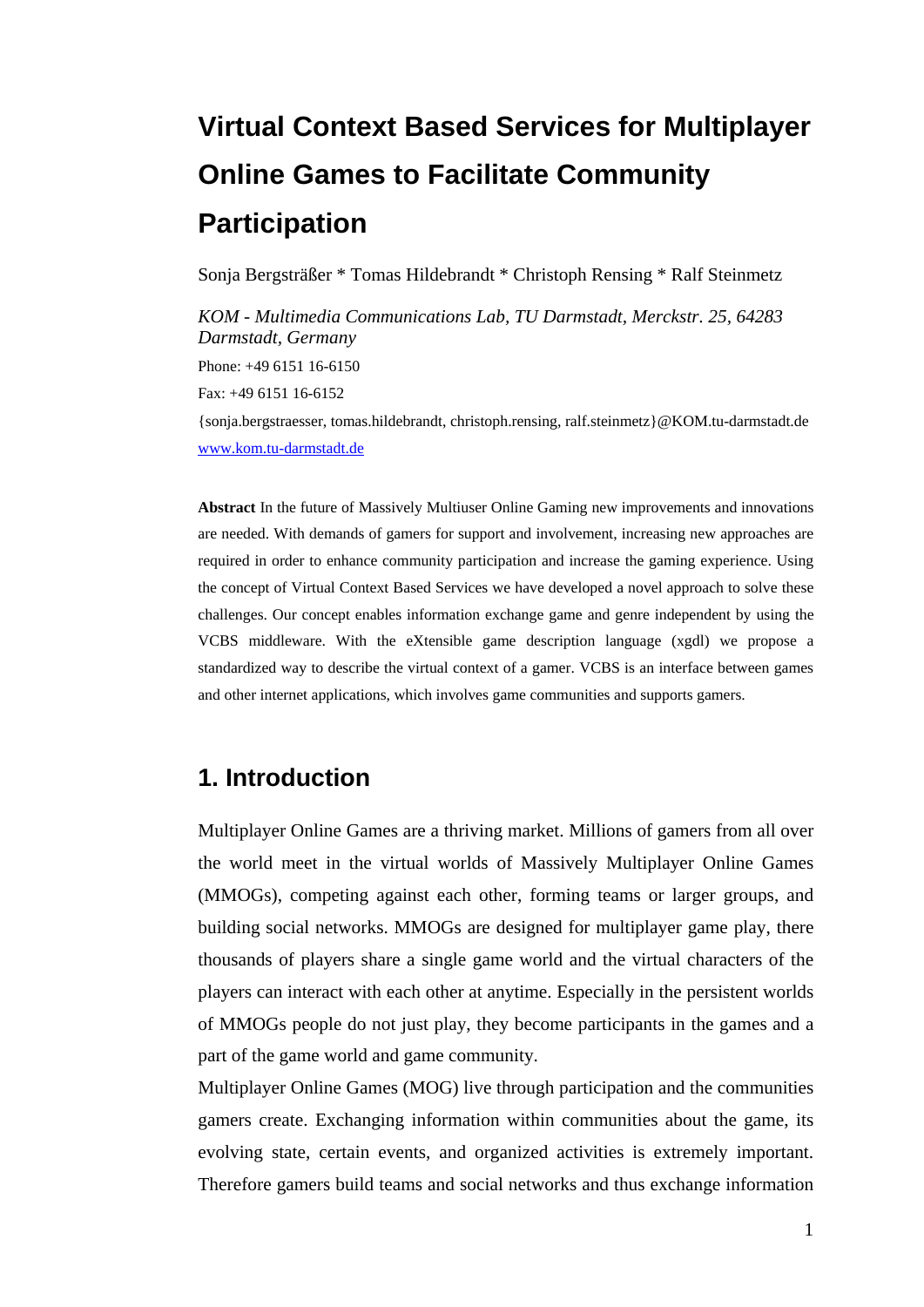# Virtual Context Based Services for Multiplayer Online Games to Facilitate Community Participation

Sonja Bergsträßer * Tomas Hildebrandt * Christoph Rensing * Ralf Steinmetz

*KOM - Multimedia Communications Lab, TU Darmstadt, Merckstr. 25, 64283 Darmstadt, Germany*

Phone: +49 6151 16-6150

Fax: +49 6151 16-6152

{sonja.bergstraesser, tomas.hildebrandt, christoph.rensing, ralf.steinmetz}@KOM.tu-darmstadt.de

www.kom.tu-darmstadt.de

**Abstract** In the future of Massively Multiuser Online Gaming new improvements and innovations are needed. With demands of gamers for support and involvement, increasing new approaches are required in order to enhance community participation and increase the gaming experience. Using the concept of Virtual Context Based Services we have developed a novel approach to solve these challenges. Our concept enables information exchange game and genre independent by using the VCBS middleware. With the eXtensible game description language (xgdl) we propose a standardized way to describe the virtual context of a gamer. VCBS is an interface between games and other internet applications, which involves game communities and supports gamers.

## 1. Introduction

Multiplayer Online Games are a thriving market. Millions of gamers from all over the world meet in the virtual worlds of Massively Multiplayer Online Games (MMOGs), competing against each other, forming teams or larger groups, and building social networks. MMOGs are designed for multiplayer game play, there thousands of players share a single game world and the virtual characters of the players can interact with each other at anytime. Especially in the persistent worlds of MMOGs people do not just play, they become participants in the games and a part of the game world and game community.

Multiplayer Online Games (MOG) live through participation and the communities gamers create. Exchanging information within communities about the game, its evolving state, certain events, and organized activities is extremely important. Therefore gamers build teams and social networks and thus exchange information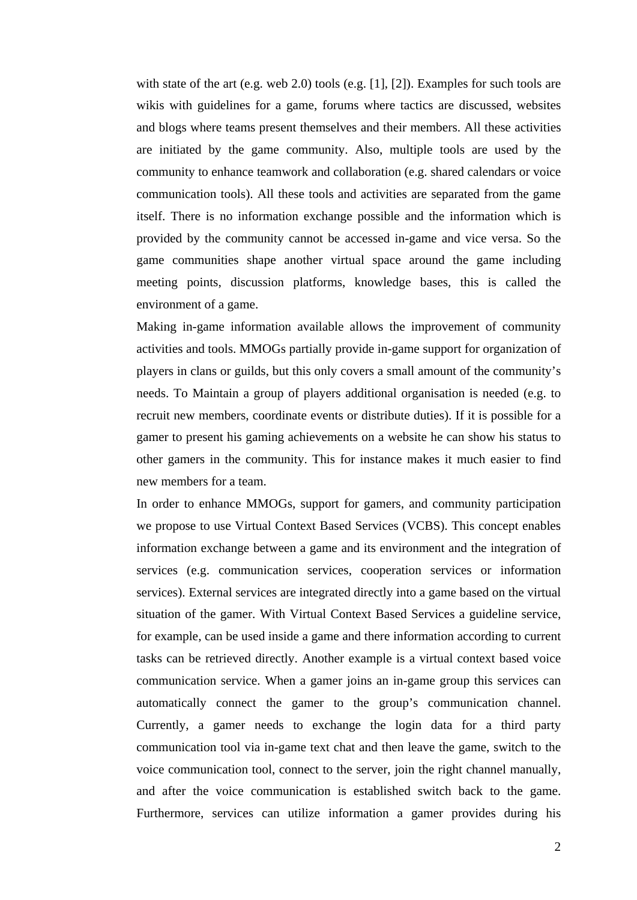with state of the art (e.g. web 2.0) tools (e.g. [1], [2]). Examples for such tools are wikis with guidelines for a game, forums where tactics are discussed, websites and blogs where teams present themselves and their members. All these activities are initiated by the game community. Also, multiple tools are used by the community to enhance teamwork and collaboration (e.g. shared calendars or voice communication tools). All these tools and activities are separated from the game itself. There is no information exchange possible and the information which is provided by the community cannot be accessed in-game and vice versa. So the game communities shape another virtual space around the game including meeting points, discussion platforms, knowledge bases, this is called the environment of a game.

Making in-game information available allows the improvement of community activities and tools. MMOGs partially provide in-game support for organization of players in clans or guilds, but this only covers a small amount of the community's needs. To Maintain a group of players additional organisation is needed (e.g. to recruit new members, coordinate events or distribute duties). If it is possible for a gamer to present his gaming achievements on a website he can show his status to other gamers in the community. This for instance makes it much easier to find new members for a team.

In order to enhance MMOGs, support for gamers, and community participation we propose to use Virtual Context Based Services (VCBS). This concept enables information exchange between a game and its environment and the integration of services (e.g. communication services, cooperation services or information services). External services are integrated directly into a game based on the virtual situation of the gamer. With Virtual Context Based Services a guideline service, for example, can be used inside a game and there information according to current tasks can be retrieved directly. Another example is a virtual context based voice communication service. When a gamer joins an in-game group this services can automatically connect the gamer to the group's communication channel. Currently, a gamer needs to exchange the login data for a third party communication tool via in-game text chat and then leave the game, switch to the voice communication tool, connect to the server, join the right channel manually, and after the voice communication is established switch back to the game. Furthermore, services can utilize information a gamer provides during his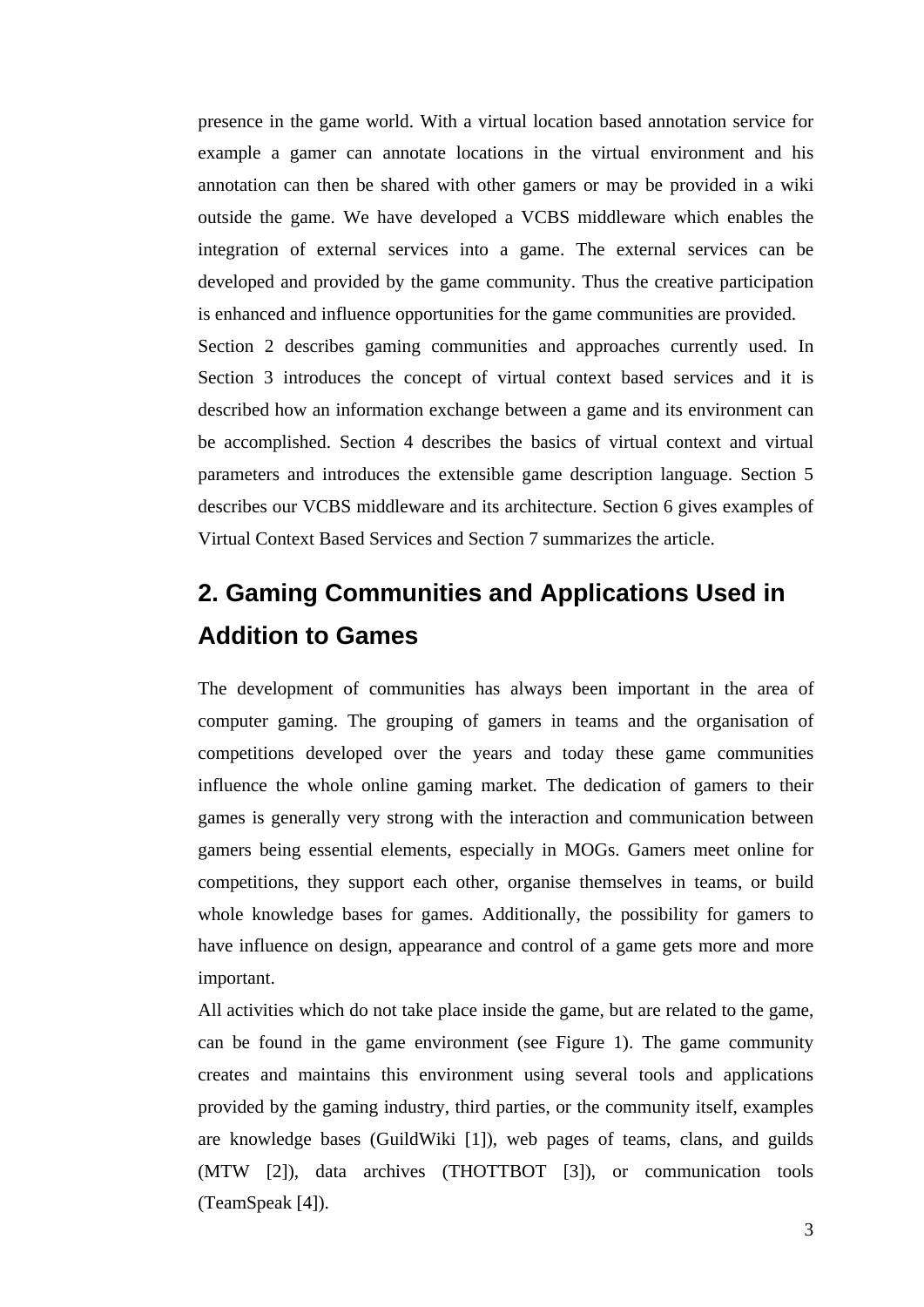presence in the game world. With a virtual location based annotation service for example a gamer can annotate locations in the virtual environment and his annotation can then be shared with other gamers or may be provided in a wiki outside the game. We have developed a VCBS middleware which enables the integration of external services into a game. The external services can be developed and provided by the game community. Thus the creative participation is enhanced and influence opportunities for the game communities are provided.

Section 2 describes gaming communities and approaches currently used. In Section 3 introduces the concept of virtual context based services and it is described how an information exchange between a game and its environment can be accomplished. Section 4 describes the basics of virtual context and virtual parameters and introduces the extensible game description language. Section 5 describes our VCBS middleware and its architecture. Section 6 gives examples of Virtual Context Based Services and Section 7 summarizes the article.

## 2. Gaming Communities and Applications Used in Addition to Games

The development of communities has always been important in the area of computer gaming. The grouping of gamers in teams and the organisation of competitions developed over the years and today these game communities influence the whole online gaming market. The dedication of gamers to their games is generally very strong with the interaction and communication between gamers being essential elements, especially in MOGs. Gamers meet online for competitions, they support each other, organise themselves in teams, or build whole knowledge bases for games. Additionally, the possibility for gamers to have influence on design, appearance and control of a game gets more and more important.

All activities which do not take place inside the game, but are related to the game, can be found in the game environment (see Figure 1). The game community creates and maintains this environment using several tools and applications provided by the gaming industry, third parties, or the community itself, examples are knowledge bases (GuildWiki [1]), web pages of teams, clans, and guilds (MTW [2]), data archives (THOTTBOT [3]), or communication tools (TeamSpeak [4]).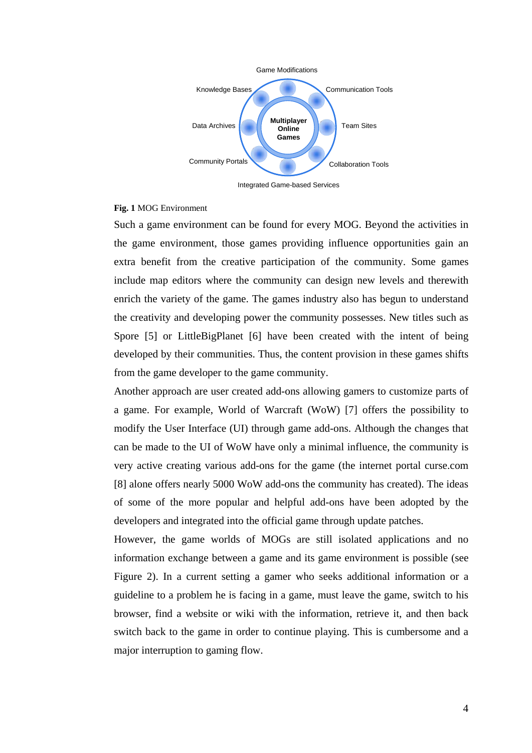**Fig. 1** MOG Environment

Such a game environment can be found for every MOG. Beyond the activities in the game environment, those games providing influence opportunities gain an extra benefit from the creative participation of the community. Some games include map editors where the community can design new levels and therewith enrich the variety of the game. The games industry also has begun to understand the creativity and developing power the community possesses. New titles such as Spore [5] or LittleBigPlanet [6] have been created with the intent of being developed by their communities. Thus, the content provision in these games shifts from the game developer to the game community.

Another approach are user created add-ons allowing gamers to customize parts of a game. For example, World of Warcraft (WoW) [7] offers the possibility to modify the User Interface (UI) through game add-ons. Although the changes that can be made to the UI of WoW have only a minimal influence, the community is very active creating various add-ons for the game (the internet portal curse.com [8] alone offers nearly 5000 WoW add-ons the community has created). The ideas of some of the more popular and helpful add-ons have been adopted by the developers and integrated into the official game through update patches.

However, the game worlds of MOGs are still isolated applications and no information exchange between a game and its game environment is possible (see Figure 2). In a current setting a gamer who seeks additional information or a guideline to a problem he is facing in a game, must leave the game, switch to his browser, find a website or wiki with the information, retrieve it, and then back switch back to the game in order to continue playing. This is cumbersome and a major interruption to gaming flow.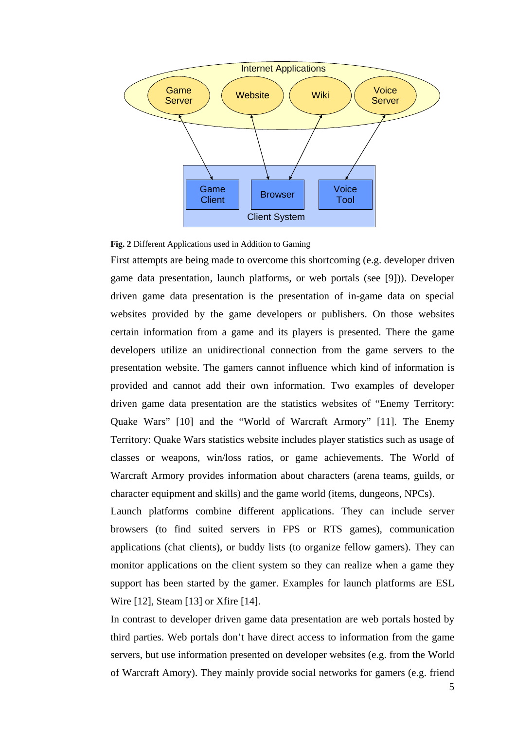**Fig. 2** Different Applications used in Addition to Gaming

First attempts are being made to overcome this shortcoming (e.g. developer driven game data presentation, launch platforms, or web portals (see [9])). Developer driven game data presentation is the presentation of in-game data on special websites provided by the game developers or publishers. On those websites certain information from a game and its players is presented. There the game developers utilize an unidirectional connection from the game servers to the presentation website. The gamers cannot influence which kind of information is provided and cannot add their own information. Two examples of developer driven game data presentation are the statistics websites of "Enemy Territory: Quake Wars" [10] and the "World of Warcraft Armory" [11]. The Enemy Territory: Quake Wars statistics website includes player statistics such as usage of classes or weapons, win/loss ratios, or game achievements. The World of Warcraft Armory provides information about characters (arena teams, guilds, or character equipment and skills) and the game world (items, dungeons, NPCs).

Launch platforms combine different applications. They can include server browsers (to find suited servers in FPS or RTS games), communication applications (chat clients), or buddy lists (to organize fellow gamers). They can monitor applications on the client system so they can realize when a game they support has been started by the gamer. Examples for launch platforms are ESL Wire [12], Steam [13] or Xfire [14].

In contrast to developer driven game data presentation are web portals hosted by third parties. Web portals don't have direct access to information from the game servers, but use information presented on developer websites (e.g. from the World of Warcraft Amory). They mainly provide social networks for gamers (e.g. friend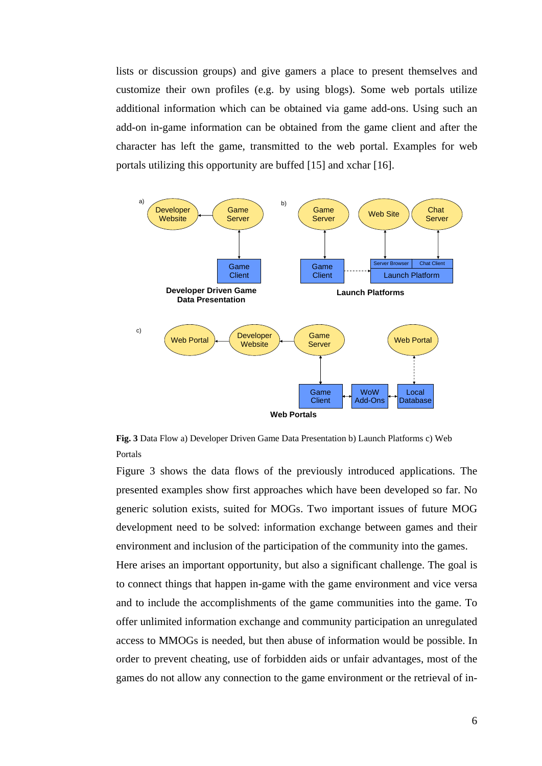lists or discussion groups) and give gamers a place to present themselves and customize their own profiles (e.g. by using blogs). Some web portals utilize additional information which can be obtained via game add-ons. Using such an add-on in-game information can be obtained from the game client and after the character has left the game, transmitted to the web portal. Examples for web portals utilizing this opportunity are buffed [15] and xchar [16].

**Fig. 3** Data Flow a) Developer Driven Game Data Presentation b) Launch Platforms c) Web Portals

Figure 3 shows the data flows of the previously introduced applications. The presented examples show first approaches which have been developed so far. No generic solution exists, suited for MOGs. Two important issues of future MOG development need to be solved: information exchange between games and their environment and inclusion of the participation of the community into the games.

Here arises an important opportunity, but also a significant challenge. The goal is to connect things that happen in-game with the game environment and vice versa and to include the accomplishments of the game communities into the game. To offer unlimited information exchange and community participation an unregulated access to MMOGs is needed, but then abuse of information would be possible. In order to prevent cheating, use of forbidden aids or unfair advantages, most of the games do not allow any connection to the game environment or the retrieval of in-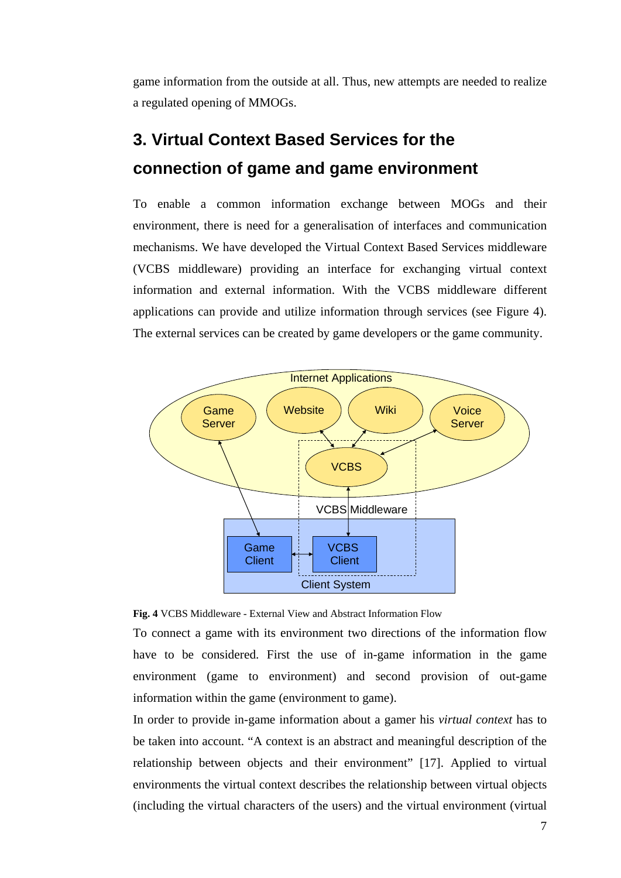game information from the outside at all. Thus, new attempts are needed to realize a regulated opening of MMOGs.

## 3. Virtual Context Based Services for the connection of game and game environment

To enable a common information exchange between MOGs and their environment, there is need for a generalisation of interfaces and communication mechanisms. We have developed the Virtual Context Based Services middleware (VCBS middleware) providing an interface for exchanging virtual context information and external information. With the VCBS middleware different applications can provide and utilize information through services (see Figure 4). The external services can be created by game developers or the game community.

**Fig. 4** VCBS Middleware - External View and Abstract Information Flow

To connect a game with its environment two directions of the information flow have to be considered. First the use of in-game information in the game environment (game to environment) and second provision of out-game information within the game (environment to game).

In order to provide in-game information about a gamer his *virtual context* has to be taken into account. "A context is an abstract and meaningful description of the relationship between objects and their environment" [17]. Applied to virtual environments the virtual context describes the relationship between virtual objects (including the virtual characters of the users) and the virtual environment (virtual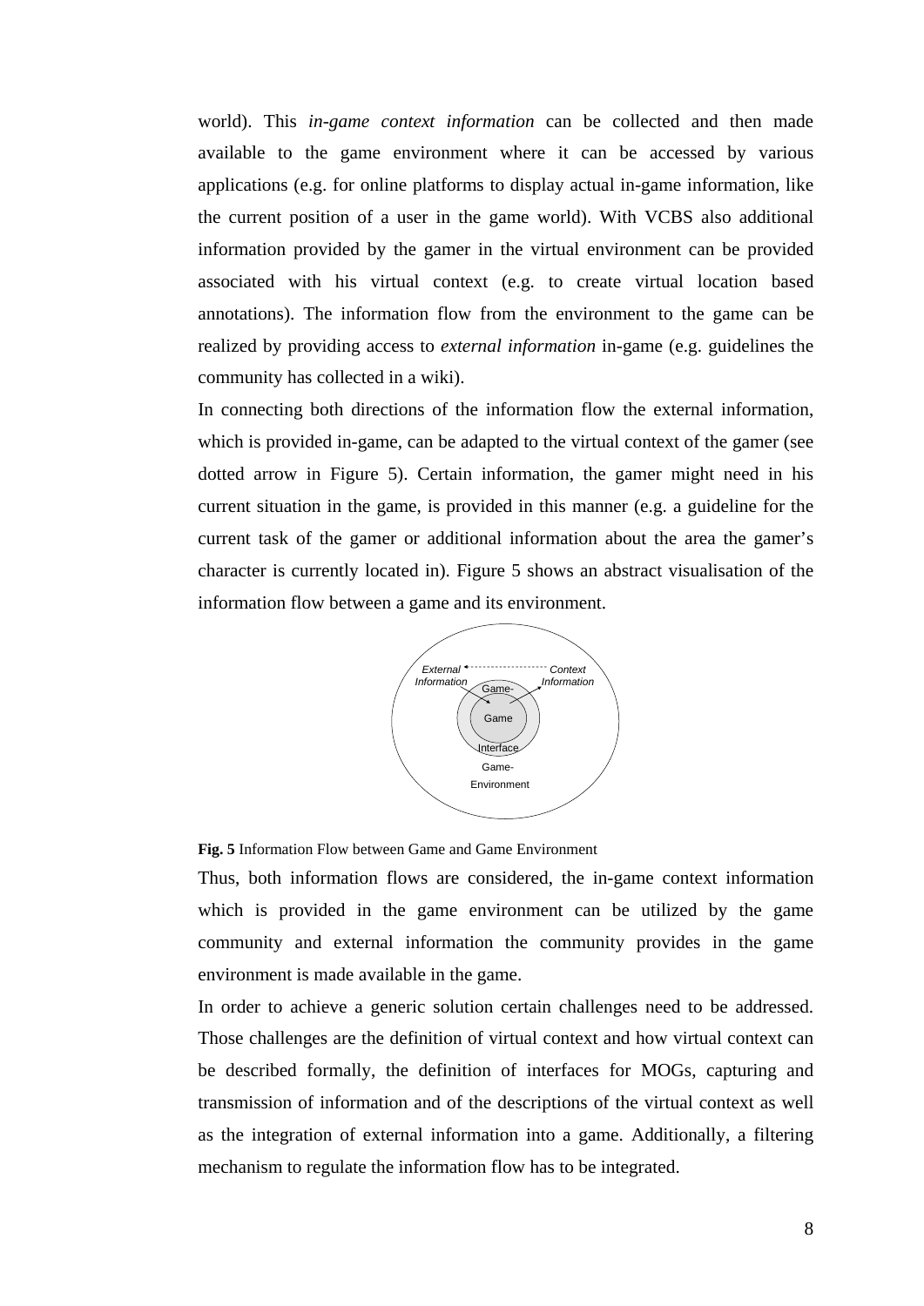world). This *in-game context information* can be collected and then made available to the game environment where it can be accessed by various applications (e.g. for online platforms to display actual in-game information, like the current position of a user in the game world). With VCBS also additional information provided by the gamer in the virtual environment can be provided associated with his virtual context (e.g. to create virtual location based annotations). The information flow from the environment to the game can be realized by providing access to *external information* in-game (e.g. guidelines the community has collected in a wiki).

In connecting both directions of the information flow the external information, which is provided in-game, can be adapted to the virtual context of the gamer (see dotted arrow in Figure 5). Certain information, the gamer might need in his current situation in the game, is provided in this manner (e.g. a guideline for the current task of the gamer or additional information about the area the gamer's character is currently located in). Figure 5 shows an abstract visualisation of the information flow between a game and its environment.

*External Information* — *Context Information* — Game-Interface — Game — Game-Environment

**Fig. 5** Information Flow between Game and Game Environment

Thus, both information flows are considered, the in-game context information which is provided in the game environment can be utilized by the game community and external information the community provides in the game environment is made available in the game.

In order to achieve a generic solution certain challenges need to be addressed. Those challenges are the definition of virtual context and how virtual context can be described formally, the definition of interfaces for MOGs, capturing and transmission of information and of the descriptions of the virtual context as well as the integration of external information into a game. Additionally, a filtering mechanism to regulate the information flow has to be integrated.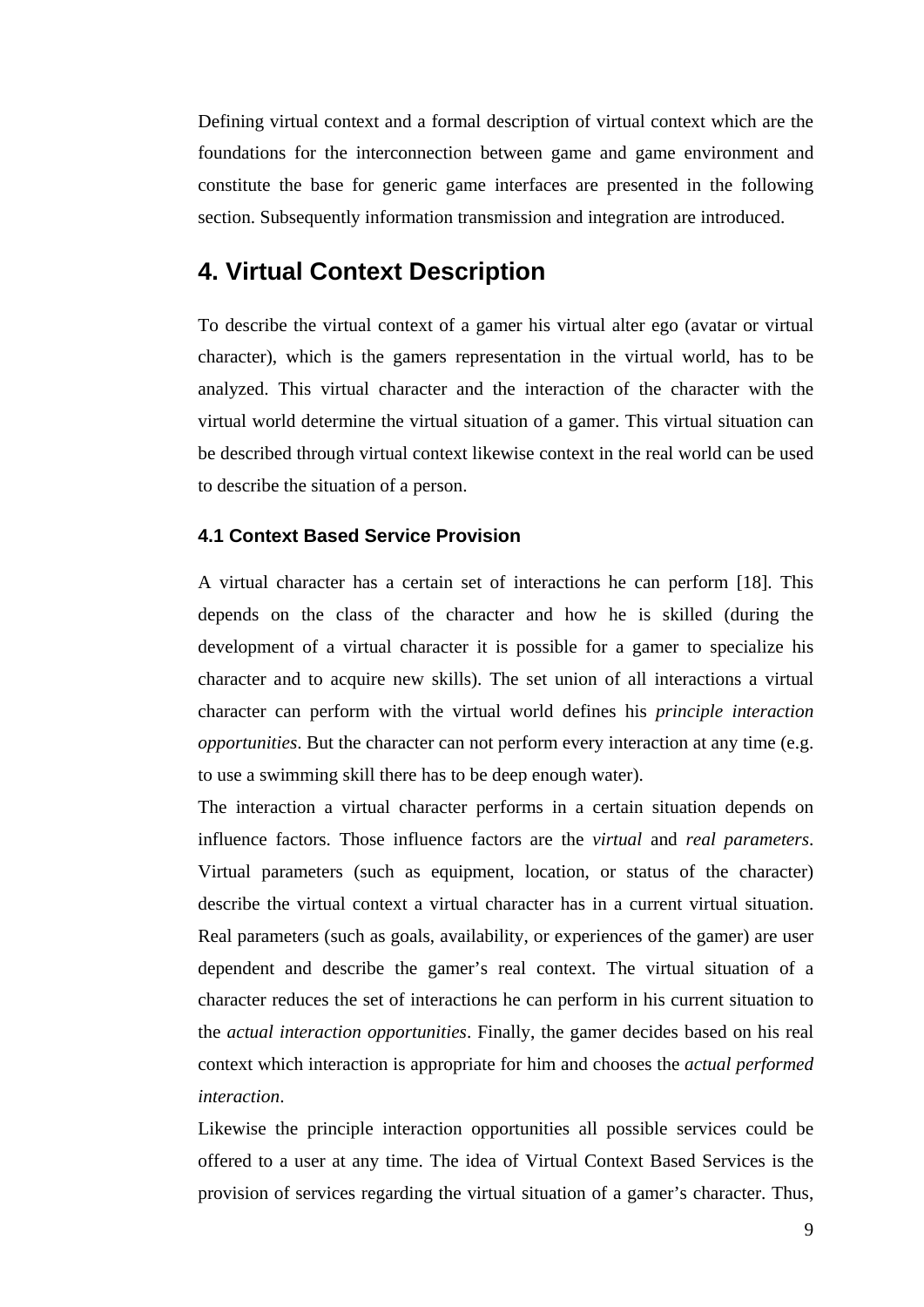Defining virtual context and a formal description of virtual context which are the foundations for the interconnection between game and game environment and constitute the base for generic game interfaces are presented in the following section. Subsequently information transmission and integration are introduced.

# 4. Virtual Context Description

To describe the virtual context of a gamer his virtual alter ego (avatar or virtual character), which is the gamers representation in the virtual world, has to be analyzed. This virtual character and the interaction of the character with the virtual world determine the virtual situation of a gamer. This virtual situation can be described through virtual context likewise context in the real world can be used to describe the situation of a person.

## 4.1 Context Based Service Provision

A virtual character has a certain set of interactions he can perform [18]. This depends on the class of the character and how he is skilled (during the development of a virtual character it is possible for a gamer to specialize his character and to acquire new skills). The set union of all interactions a virtual character can perform with the virtual world defines his *principle interaction opportunities*. But the character can not perform every interaction at any time (e.g. to use a swimming skill there has to be deep enough water).

The interaction a virtual character performs in a certain situation depends on influence factors. Those influence factors are the *virtual* and *real parameters*. Virtual parameters (such as equipment, location, or status of the character) describe the virtual context a virtual character has in a current virtual situation. Real parameters (such as goals, availability, or experiences of the gamer) are user dependent and describe the gamer's real context. The virtual situation of a character reduces the set of interactions he can perform in his current situation to the *actual interaction opportunities*. Finally, the gamer decides based on his real context which interaction is appropriate for him and chooses the *actual performed interaction*.

Likewise the principle interaction opportunities all possible services could be offered to a user at any time. The idea of Virtual Context Based Services is the provision of services regarding the virtual situation of a gamer's character. Thus,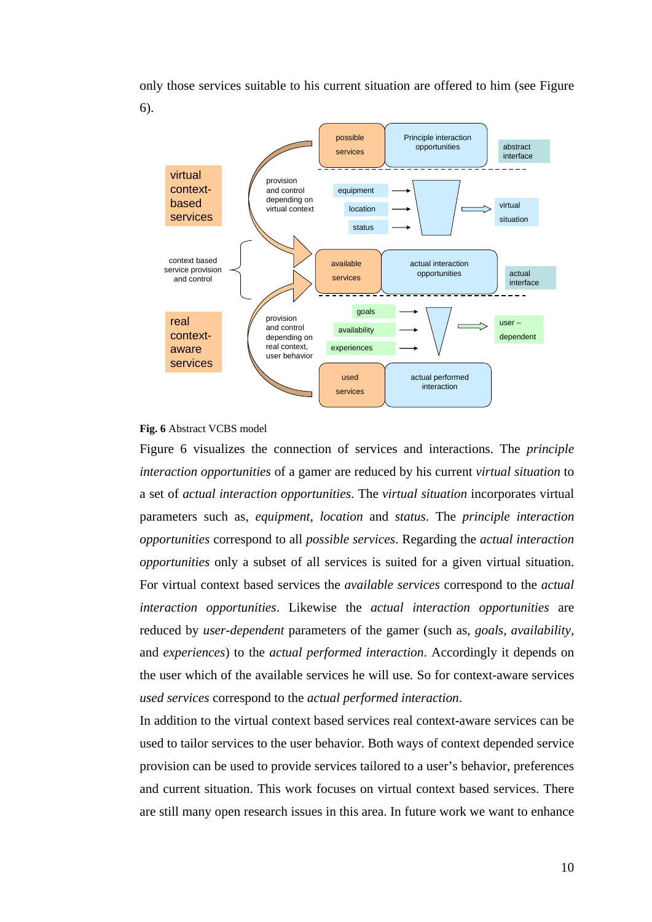only those services suitable to his current situation are offered to him (see Figure 6).

**Fig. 6** Abstract VCBS model

Figure 6 visualizes the connection of services and interactions. The *principle interaction opportunities* of a gamer are reduced by his current *virtual situation* to a set of *actual interaction opportunities*. The *virtual situation* incorporates virtual parameters such as, *equipment*, *location* and *status*. The *principle interaction opportunities* correspond to all *possible services*. Regarding the *actual interaction opportunities* only a subset of all services is suited for a given virtual situation. For virtual context based services the *available services* correspond to the *actual interaction opportunities*. Likewise the *actual interaction opportunities* are reduced by *user-dependent* parameters of the gamer (such as, *goals*, *availability*, and *experiences*) to the *actual performed interaction*. Accordingly it depends on the user which of the available services he will use. So for context-aware services *used services* correspond to the *actual performed interaction*.

In addition to the virtual context based services real context-aware services can be used to tailor services to the user behavior. Both ways of context depended service provision can be used to provide services tailored to a user's behavior, preferences and current situation. This work focuses on virtual context based services. There are still many open research issues in this area. In future work we want to enhance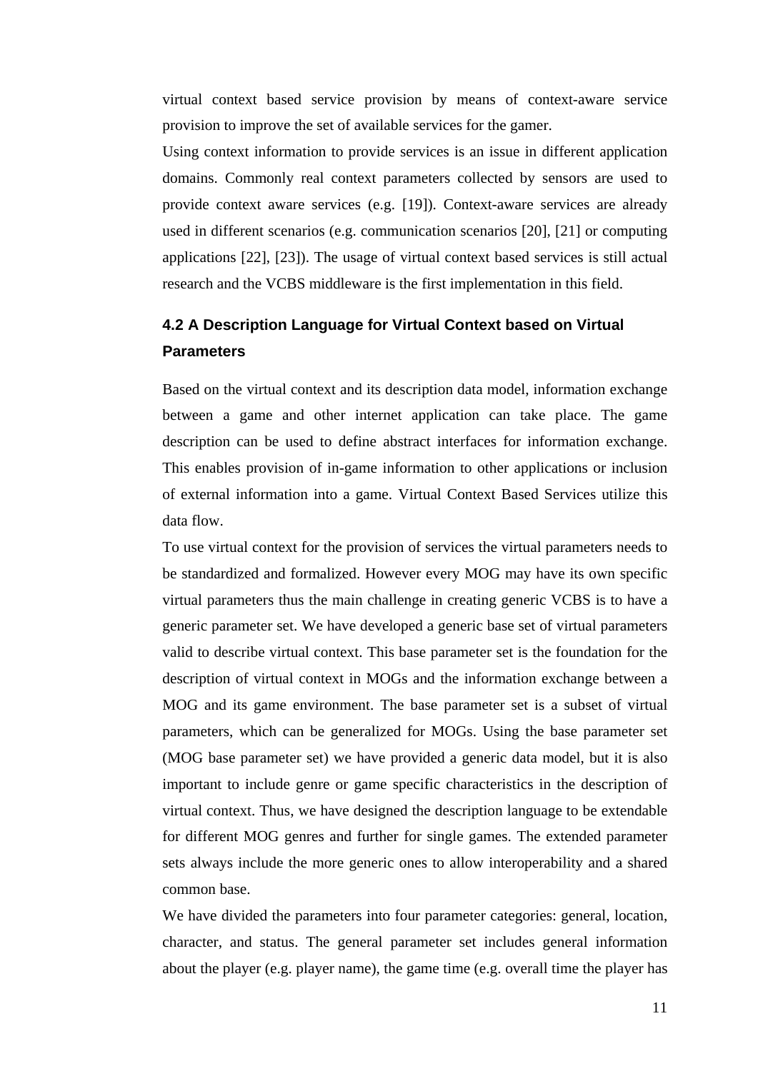virtual context based service provision by means of context-aware service provision to improve the set of available services for the gamer.

Using context information to provide services is an issue in different application domains. Commonly real context parameters collected by sensors are used to provide context aware services (e.g. [19]). Context-aware services are already used in different scenarios (e.g. communication scenarios [20], [21] or computing applications [22], [23]). The usage of virtual context based services is still actual research and the VCBS middleware is the first implementation in this field.

## 4.2 A Description Language for Virtual Context based on Virtual Parameters

Based on the virtual context and its description data model, information exchange between a game and other internet application can take place. The game description can be used to define abstract interfaces for information exchange. This enables provision of in-game information to other applications or inclusion of external information into a game. Virtual Context Based Services utilize this data flow.

To use virtual context for the provision of services the virtual parameters needs to be standardized and formalized. However every MOG may have its own specific virtual parameters thus the main challenge in creating generic VCBS is to have a generic parameter set. We have developed a generic base set of virtual parameters valid to describe virtual context. This base parameter set is the foundation for the description of virtual context in MOGs and the information exchange between a MOG and its game environment. The base parameter set is a subset of virtual parameters, which can be generalized for MOGs. Using the base parameter set (MOG base parameter set) we have provided a generic data model, but it is also important to include genre or game specific characteristics in the description of virtual context. Thus, we have designed the description language to be extendable for different MOG genres and further for single games. The extended parameter sets always include the more generic ones to allow interoperability and a shared common base.

We have divided the parameters into four parameter categories: general, location, character, and status. The general parameter set includes general information about the player (e.g. player name), the game time (e.g. overall time the player has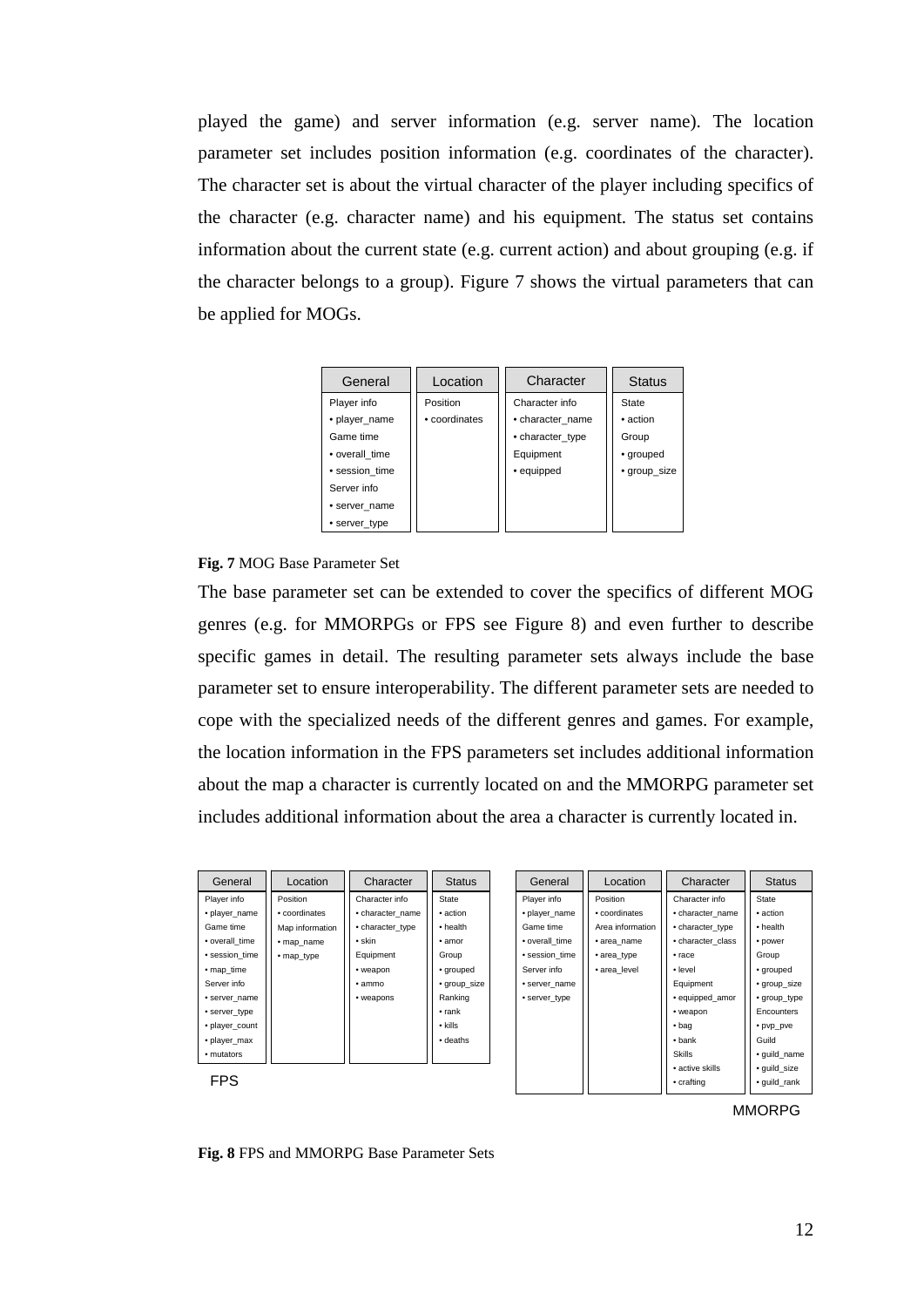played the game) and server information (e.g. server name). The location parameter set includes position information (e.g. coordinates of the character). The character set is about the virtual character of the player including specifics of the character (e.g. character name) and his equipment. The status set contains information about the current state (e.g. current action) and about grouping (e.g. if the character belongs to a group). Figure 7 shows the virtual parameters that can be applied for MOGs.

| General | Location | Character | Status |
|---|---|---|---|
| Player info | Position | Character info | State |
| • player_name | • coordinates | • character_name | • action |
| Game time | | • character_type | Group |
| • overall_time | | Equipment | • grouped |
| • session_time | | • equipped | • group_size |
| Server info | | | |
| • server_name | | | |
| • server_type | | | |

**Fig. 7** MOG Base Parameter Set

The base parameter set can be extended to cover the specifics of different MOG genres (e.g. for MMORPGs or FPS see Figure 8) and even further to describe specific games in detail. The resulting parameter sets always include the base parameter set to ensure interoperability. The different parameter sets are needed to cope with the specialized needs of the different genres and games. For example, the location information in the FPS parameters set includes additional information about the map a character is currently located on and the MMORPG parameter set includes additional information about the area a character is currently located in.

FPS

| General | Location | Character | Status |
|---|---|---|---|
| Player info | Position | Character info | State |
| • player_name | • coordinates | • character_name | • action |
| Game time | Map information | • character_type | • health |
| • overall_time | • map_name | • skin | • amor |
| • session_time | • map_type | Equipment | Group |
| • map_time | | • weapon | • grouped |
| Server info | | • ammo | • group_size |
| • server_name | | • weapons | Ranking |
| • server_type | | | • rank |
| • player_count | | | • kills |
| • player_max | | | • deaths |
| • mutators | | | |

MMORPG

| General | Location | Character | Status |
|---|---|---|---|
| Player info | Position | Character info | State |
| • player_name | • coordinates | • character_name | • action |
| Game time | Area information | • character_type | • health |
| • overall_time | • area_name | • character_class | • power |
| • session_time | • area_type | • race | Group |
| Server info | • area_level | • level | • grouped |
| • server_name | | Equipment | • group_size |
| • server_type | | • equipped_amor | • group_type |
| | | • weapon | Encounters |
| | | • bag | • pvp_pve |
| | | • bank | Guild |
| | | Skills | • guild_name |
| | | • active skills | • guild_size |
| | | • crafting | • guild_rank |

**Fig. 8** FPS and MMORPG Base Parameter Sets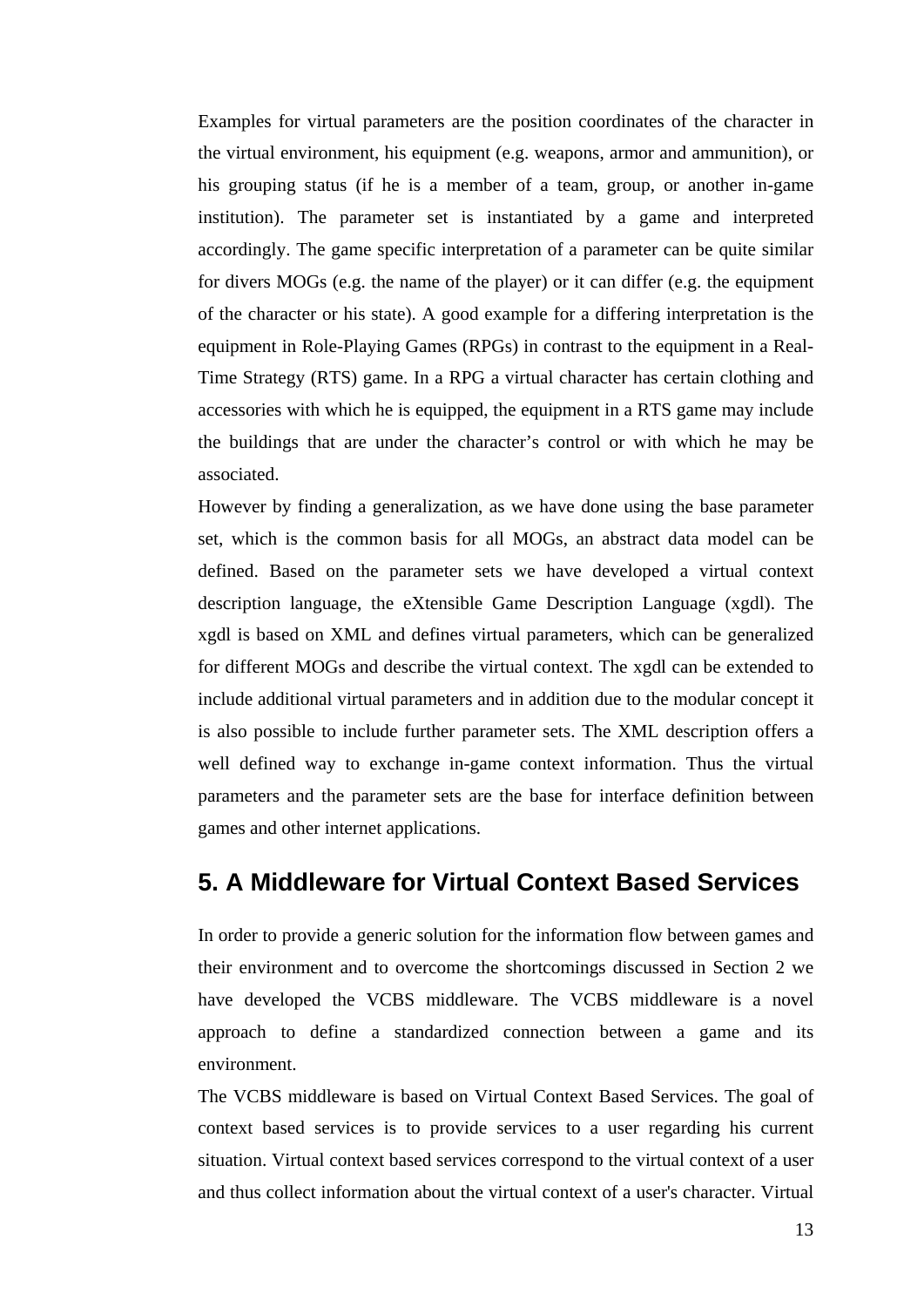Examples for virtual parameters are the position coordinates of the character in the virtual environment, his equipment (e.g. weapons, armor and ammunition), or his grouping status (if he is a member of a team, group, or another in-game institution). The parameter set is instantiated by a game and interpreted accordingly. The game specific interpretation of a parameter can be quite similar for divers MOGs (e.g. the name of the player) or it can differ (e.g. the equipment of the character or his state). A good example for a differing interpretation is the equipment in Role-Playing Games (RPGs) in contrast to the equipment in a Real-Time Strategy (RTS) game. In a RPG a virtual character has certain clothing and accessories with which he is equipped, the equipment in a RTS game may include the buildings that are under the character's control or with which he may be associated.

However by finding a generalization, as we have done using the base parameter set, which is the common basis for all MOGs, an abstract data model can be defined. Based on the parameter sets we have developed a virtual context description language, the eXtensible Game Description Language (xgdl). The xgdl is based on XML and defines virtual parameters, which can be generalized for different MOGs and describe the virtual context. The xgdl can be extended to include additional virtual parameters and in addition due to the modular concept it is also possible to include further parameter sets. The XML description offers a well defined way to exchange in-game context information. Thus the virtual parameters and the parameter sets are the base for interface definition between games and other internet applications.

## 5. A Middleware for Virtual Context Based Services

In order to provide a generic solution for the information flow between games and their environment and to overcome the shortcomings discussed in Section 2 we have developed the VCBS middleware. The VCBS middleware is a novel approach to define a standardized connection between a game and its environment.

The VCBS middleware is based on Virtual Context Based Services. The goal of context based services is to provide services to a user regarding his current situation. Virtual context based services correspond to the virtual context of a user and thus collect information about the virtual context of a user's character. Virtual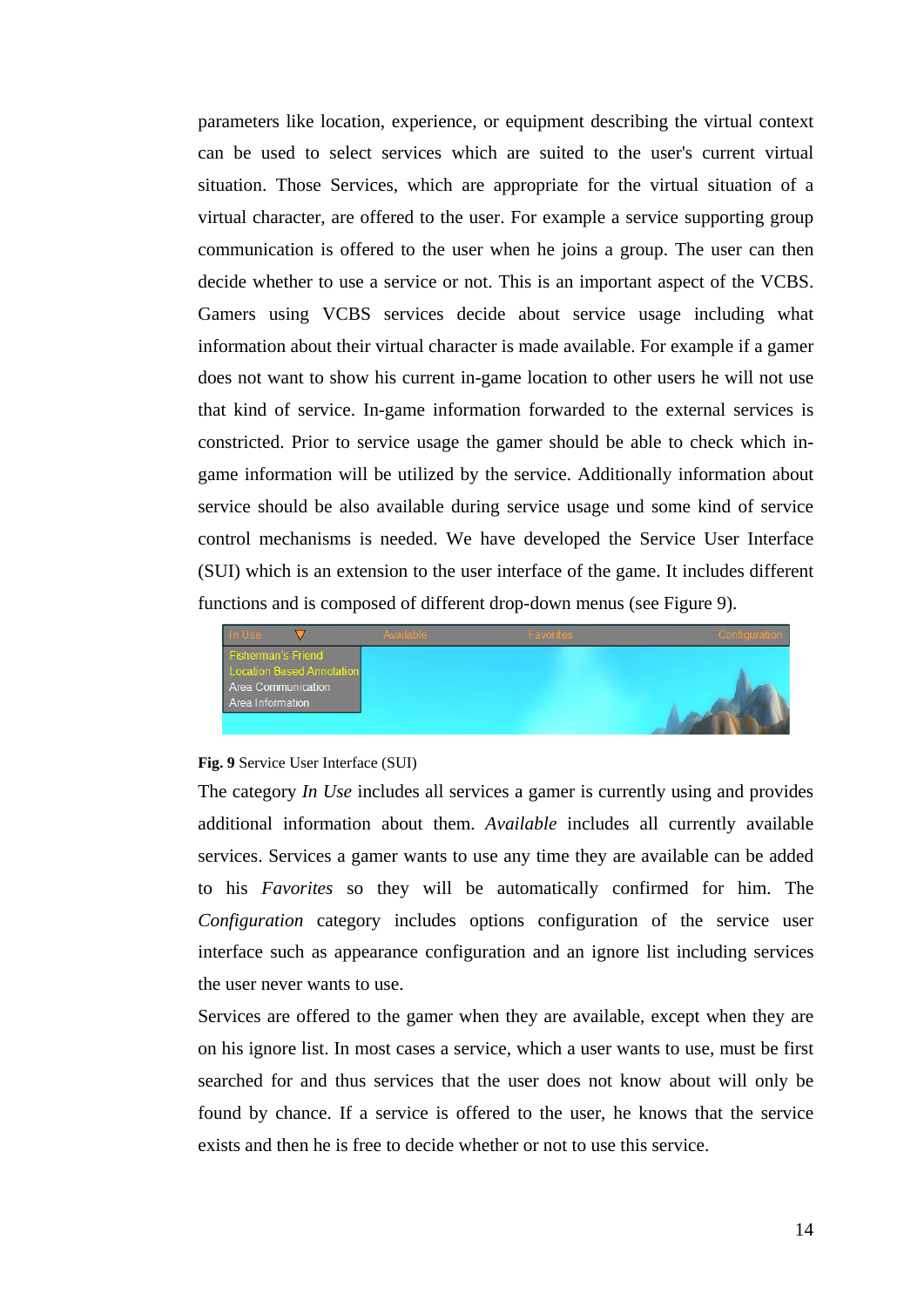parameters like location, experience, or equipment describing the virtual context can be used to select services which are suited to the user's current virtual situation. Those Services, which are appropriate for the virtual situation of a virtual character, are offered to the user. For example a service supporting group communication is offered to the user when he joins a group. The user can then decide whether to use a service or not. This is an important aspect of the VCBS. Gamers using VCBS services decide about service usage including what information about their virtual character is made available. For example if a gamer does not want to show his current in-game location to other users he will not use that kind of service. In-game information forwarded to the external services is constricted. Prior to service usage the gamer should be able to check which in-game information will be utilized by the service. Additionally information about service should be also available during service usage und some kind of service control mechanisms is needed. We have developed the Service User Interface (SUI) which is an extension to the user interface of the game. It includes different functions and is composed of different drop-down menus (see Figure 9).

In Use
Available
Favorites
Configuration
Fisherman's Friend
Location Based Annotation
Area Communication
Area Information

**Fig. 9** Service User Interface (SUI)

The category *In Use* includes all services a gamer is currently using and provides additional information about them. *Available* includes all currently available services. Services a gamer wants to use any time they are available can be added to his *Favorites* so they will be automatically confirmed for him. The *Configuration* category includes options configuration of the service user interface such as appearance configuration and an ignore list including services the user never wants to use.

Services are offered to the gamer when they are available, except when they are on his ignore list. In most cases a service, which a user wants to use, must be first searched for and thus services that the user does not know about will only be found by chance. If a service is offered to the user, he knows that the service exists and then he is free to decide whether or not to use this service.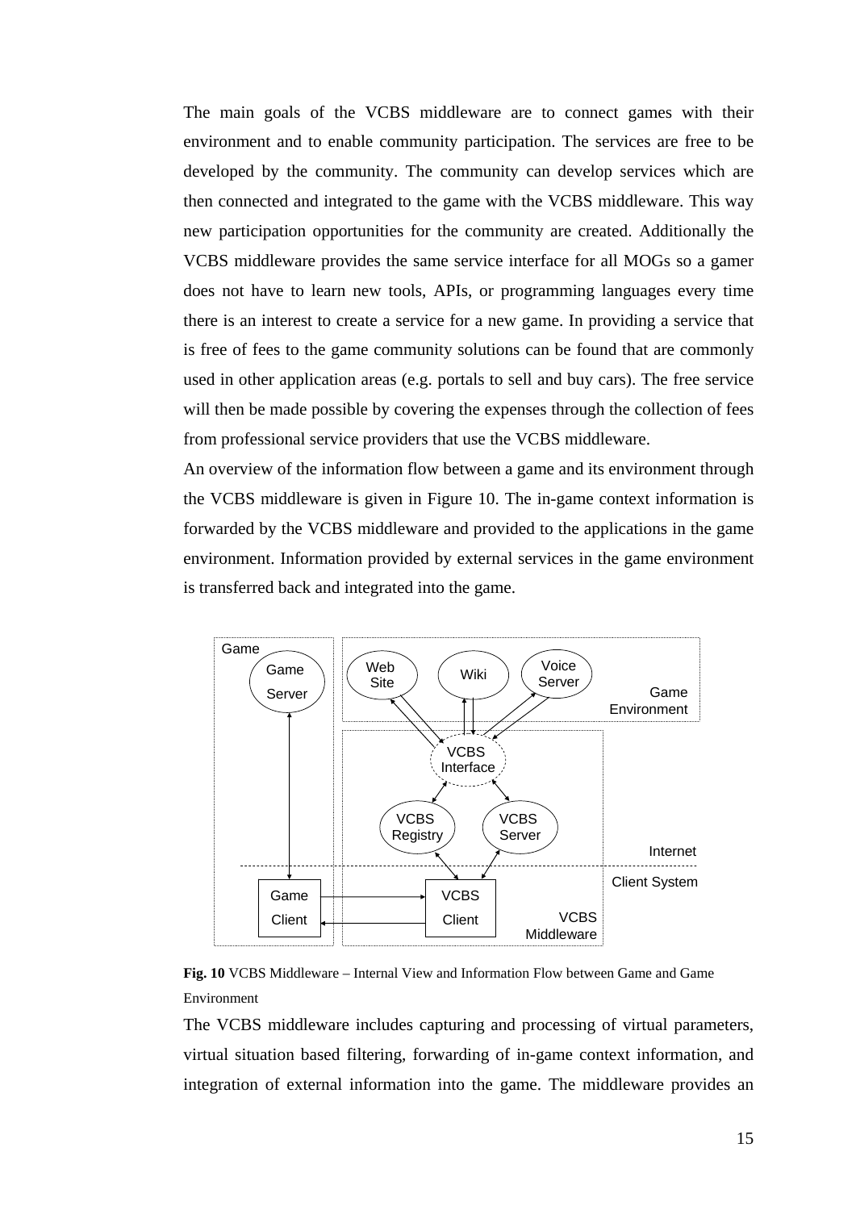The main goals of the VCBS middleware are to connect games with their environment and to enable community participation. The services are free to be developed by the community. The community can develop services which are then connected and integrated to the game with the VCBS middleware. This way new participation opportunities for the community are created. Additionally the VCBS middleware provides the same service interface for all MOGs so a gamer does not have to learn new tools, APIs, or programming languages every time there is an interest to create a service for a new game. In providing a service that is free of fees to the game community solutions can be found that are commonly used in other application areas (e.g. portals to sell and buy cars). The free service will then be made possible by covering the expenses through the collection of fees from professional service providers that use the VCBS middleware.

An overview of the information flow between a game and its environment through the VCBS middleware is given in Figure 10. The in-game context information is forwarded by the VCBS middleware and provided to the applications in the game environment. Information provided by external services in the game environment is transferred back and integrated into the game.

**Fig. 10** VCBS Middleware – Internal View and Information Flow between Game and Game Environment

The VCBS middleware includes capturing and processing of virtual parameters, virtual situation based filtering, forwarding of in-game context information, and integration of external information into the game. The middleware provides an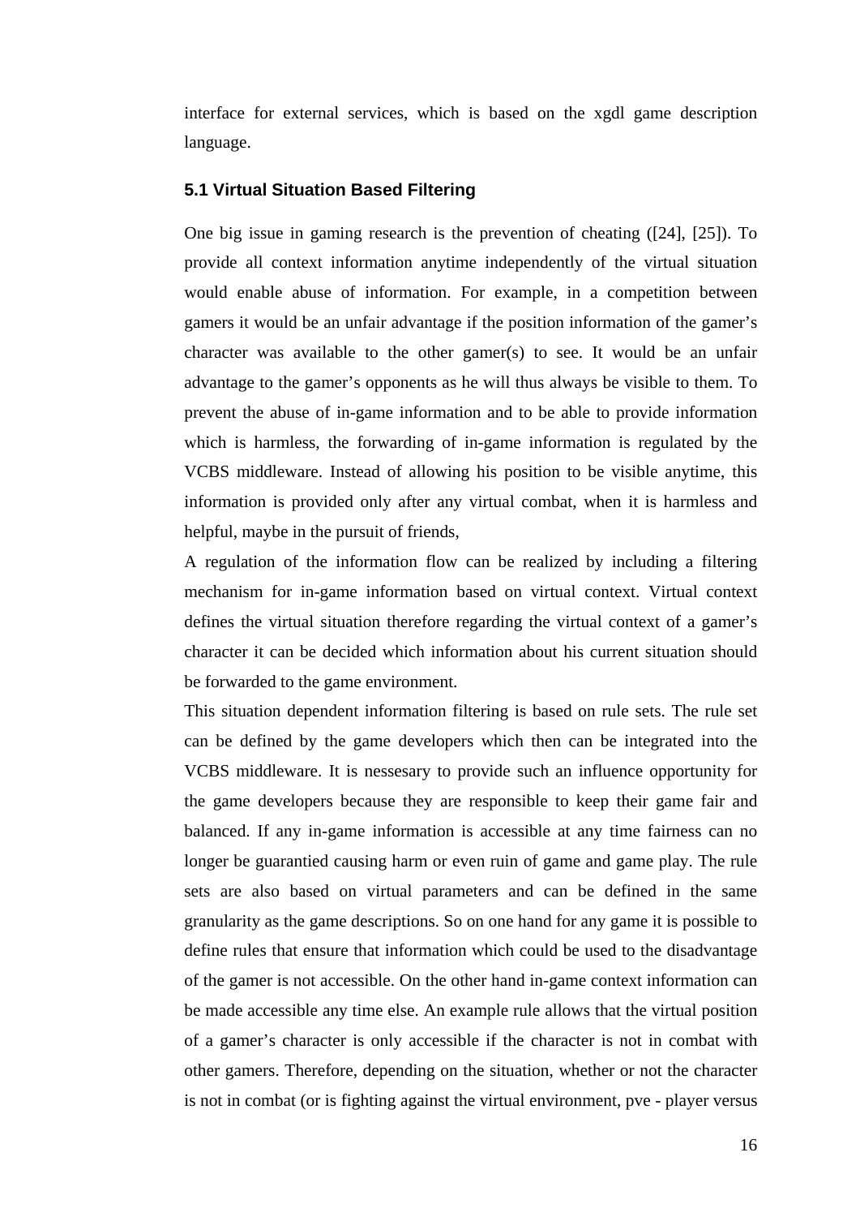interface for external services, which is based on the xgdl game description language.

### 5.1 Virtual Situation Based Filtering

One big issue in gaming research is the prevention of cheating ([24], [25]). To provide all context information anytime independently of the virtual situation would enable abuse of information. For example, in a competition between gamers it would be an unfair advantage if the position information of the gamer's character was available to the other gamer(s) to see. It would be an unfair advantage to the gamer's opponents as he will thus always be visible to them. To prevent the abuse of in-game information and to be able to provide information which is harmless, the forwarding of in-game information is regulated by the VCBS middleware. Instead of allowing his position to be visible anytime, this information is provided only after any virtual combat, when it is harmless and helpful, maybe in the pursuit of friends,

A regulation of the information flow can be realized by including a filtering mechanism for in-game information based on virtual context. Virtual context defines the virtual situation therefore regarding the virtual context of a gamer's character it can be decided which information about his current situation should be forwarded to the game environment.

This situation dependent information filtering is based on rule sets. The rule set can be defined by the game developers which then can be integrated into the VCBS middleware. It is nessesary to provide such an influence opportunity for the game developers because they are responsible to keep their game fair and balanced. If any in-game information is accessible at any time fairness can no longer be guarantied causing harm or even ruin of game and game play. The rule sets are also based on virtual parameters and can be defined in the same granularity as the game descriptions. So on one hand for any game it is possible to define rules that ensure that information which could be used to the disadvantage of the gamer is not accessible. On the other hand in-game context information can be made accessible any time else. An example rule allows that the virtual position of a gamer's character is only accessible if the character is not in combat with other gamers. Therefore, depending on the situation, whether or not the character is not in combat (or is fighting against the virtual environment, pve - player versus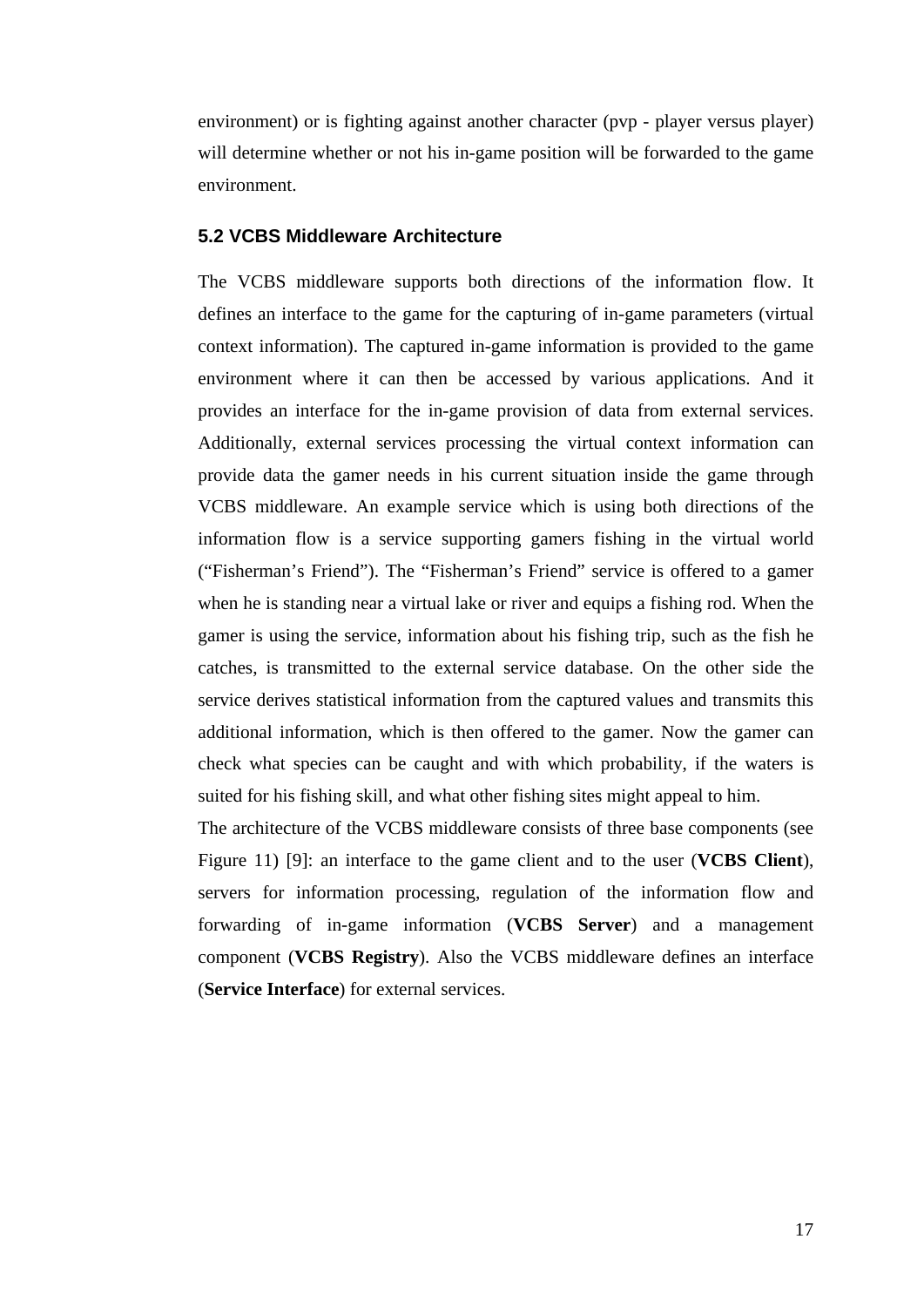environment) or is fighting against another character (pvp - player versus player) will determine whether or not his in-game position will be forwarded to the game environment.

### 5.2 VCBS Middleware Architecture

The VCBS middleware supports both directions of the information flow. It defines an interface to the game for the capturing of in-game parameters (virtual context information). The captured in-game information is provided to the game environment where it can then be accessed by various applications. And it provides an interface for the in-game provision of data from external services. Additionally, external services processing the virtual context information can provide data the gamer needs in his current situation inside the game through VCBS middleware. An example service which is using both directions of the information flow is a service supporting gamers fishing in the virtual world ("Fisherman's Friend"). The "Fisherman's Friend" service is offered to a gamer when he is standing near a virtual lake or river and equips a fishing rod. When the gamer is using the service, information about his fishing trip, such as the fish he catches, is transmitted to the external service database. On the other side the service derives statistical information from the captured values and transmits this additional information, which is then offered to the gamer. Now the gamer can check what species can be caught and with which probability, if the waters is suited for his fishing skill, and what other fishing sites might appeal to him.

The architecture of the VCBS middleware consists of three base components (see Figure 11) [9]: an interface to the game client and to the user (**VCBS Client**), servers for information processing, regulation of the information flow and forwarding of in-game information (**VCBS Server**) and a management component (**VCBS Registry**). Also the VCBS middleware defines an interface (**Service Interface**) for external services.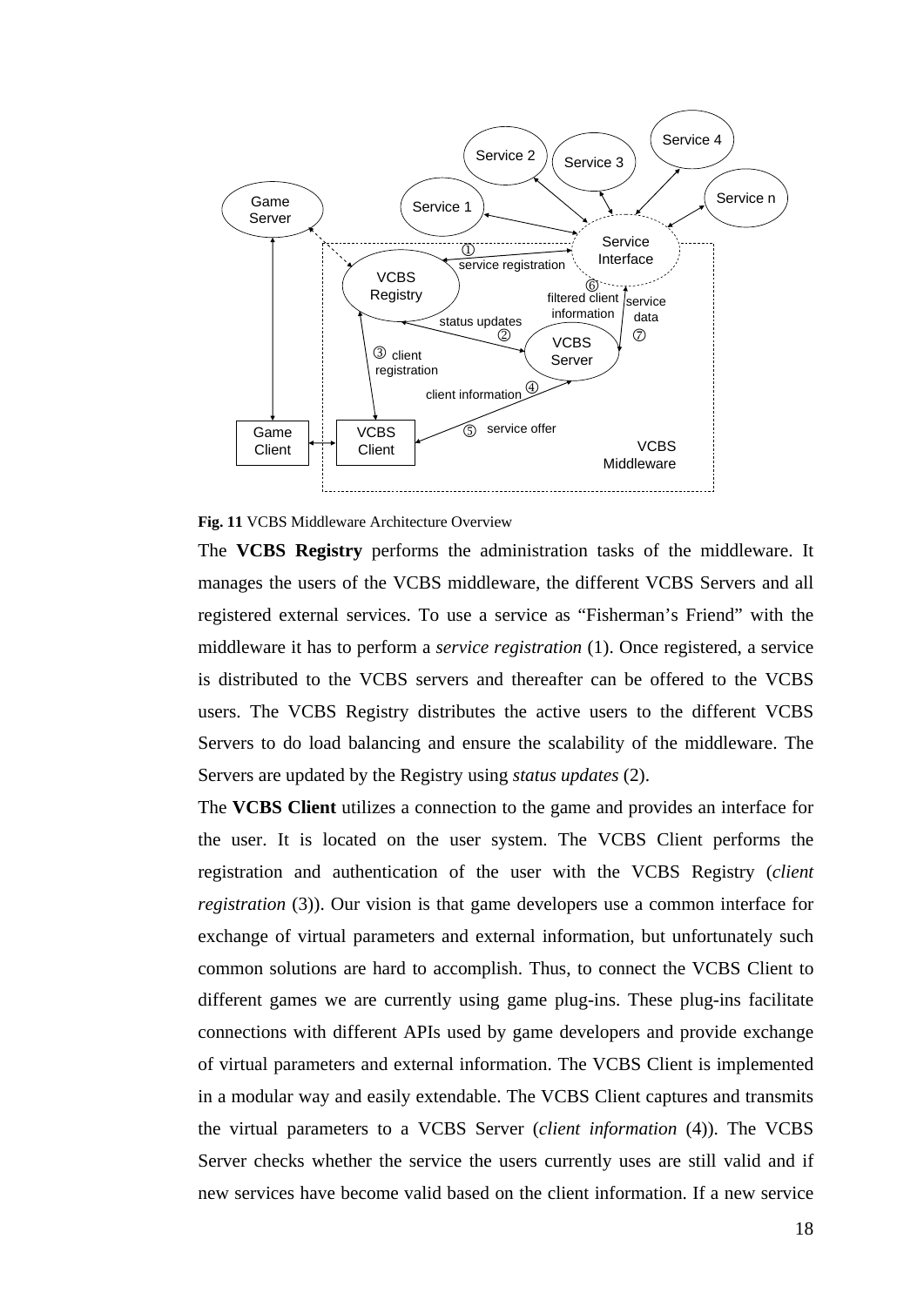**Fig. 11** VCBS Middleware Architecture Overview

The **VCBS Registry** performs the administration tasks of the middleware. It manages the users of the VCBS middleware, the different VCBS Servers and all registered external services. To use a service as "Fisherman's Friend" with the middleware it has to perform a *service registration* (1). Once registered, a service is distributed to the VCBS servers and thereafter can be offered to the VCBS users. The VCBS Registry distributes the active users to the different VCBS Servers to do load balancing and ensure the scalability of the middleware. The Servers are updated by the Registry using *status updates* (2).

The **VCBS Client** utilizes a connection to the game and provides an interface for the user. It is located on the user system. The VCBS Client performs the registration and authentication of the user with the VCBS Registry (*client registration* (3)). Our vision is that game developers use a common interface for exchange of virtual parameters and external information, but unfortunately such common solutions are hard to accomplish. Thus, to connect the VCBS Client to different games we are currently using game plug-ins. These plug-ins facilitate connections with different APIs used by game developers and provide exchange of virtual parameters and external information. The VCBS Client is implemented in a modular way and easily extendable. The VCBS Client captures and transmits the virtual parameters to a VCBS Server (*client information* (4)). The VCBS Server checks whether the service the users currently uses are still valid and if new services have become valid based on the client information. If a new service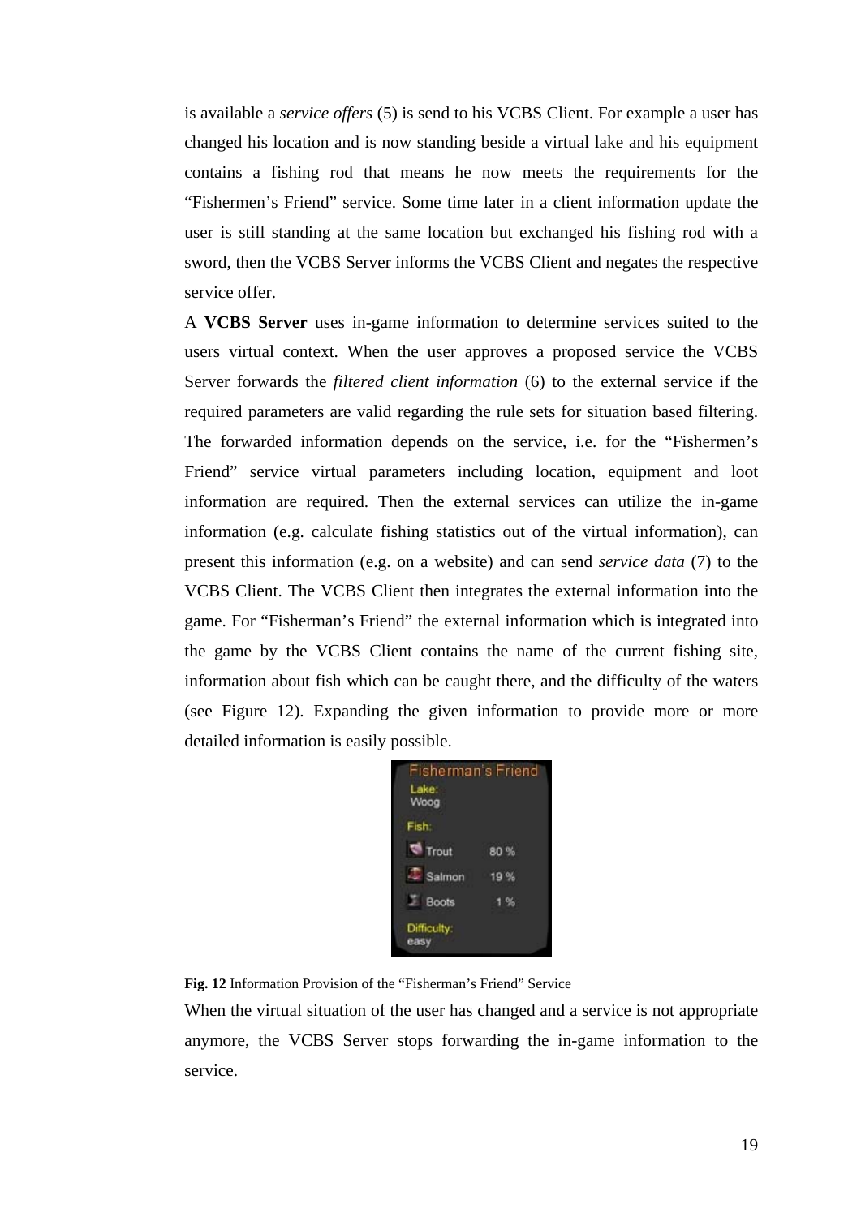is available a *service offers* (5) is send to his VCBS Client. For example a user has changed his location and is now standing beside a virtual lake and his equipment contains a fishing rod that means he now meets the requirements for the "Fishermen's Friend" service. Some time later in a client information update the user is still standing at the same location but exchanged his fishing rod with a sword, then the VCBS Server informs the VCBS Client and negates the respective service offer.

A **VCBS Server** uses in-game information to determine services suited to the users virtual context. When the user approves a proposed service the VCBS Server forwards the *filtered client information* (6) to the external service if the required parameters are valid regarding the rule sets for situation based filtering. The forwarded information depends on the service, i.e. for the "Fishermen's Friend" service virtual parameters including location, equipment and loot information are required. Then the external services can utilize the in-game information (e.g. calculate fishing statistics out of the virtual information), can present this information (e.g. on a website) and can send *service data* (7) to the VCBS Client. The VCBS Client then integrates the external information into the game. For "Fisherman's Friend" the external information which is integrated into the game by the VCBS Client contains the name of the current fishing site, information about fish which can be caught there, and the difficulty of the waters (see Figure 12). Expanding the given information to provide more or more detailed information is easily possible.

**Fig. 12** Information Provision of the "Fisherman's Friend" Service

When the virtual situation of the user has changed and a service is not appropriate anymore, the VCBS Server stops forwarding the in-game information to the service.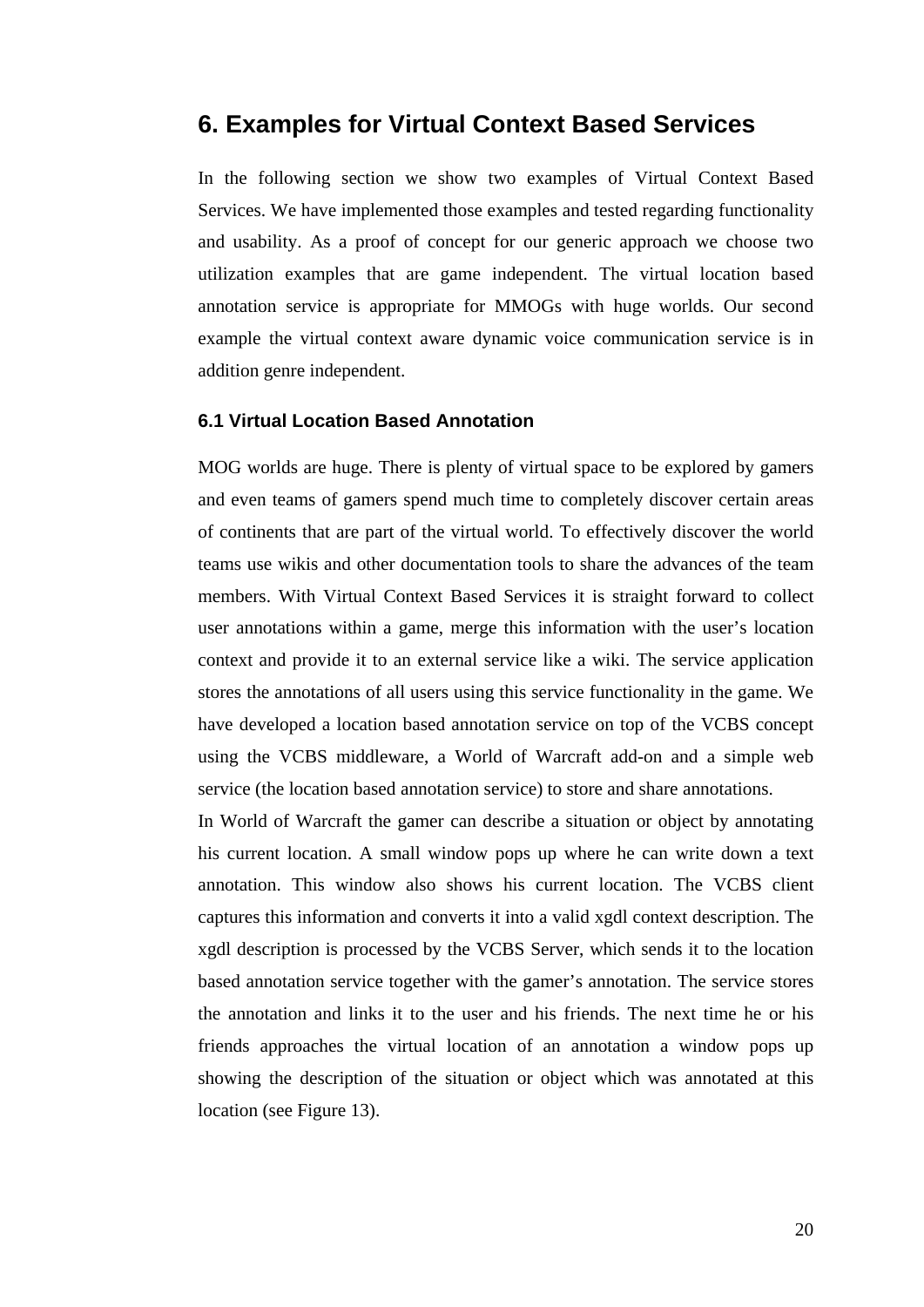## 6. Examples for Virtual Context Based Services

In the following section we show two examples of Virtual Context Based Services. We have implemented those examples and tested regarding functionality and usability. As a proof of concept for our generic approach we choose two utilization examples that are game independent. The virtual location based annotation service is appropriate for MMOGs with huge worlds. Our second example the virtual context aware dynamic voice communication service is in addition genre independent.

### 6.1 Virtual Location Based Annotation

MOG worlds are huge. There is plenty of virtual space to be explored by gamers and even teams of gamers spend much time to completely discover certain areas of continents that are part of the virtual world. To effectively discover the world teams use wikis and other documentation tools to share the advances of the team members. With Virtual Context Based Services it is straight forward to collect user annotations within a game, merge this information with the user's location context and provide it to an external service like a wiki. The service application stores the annotations of all users using this service functionality in the game. We have developed a location based annotation service on top of the VCBS concept using the VCBS middleware, a World of Warcraft add-on and a simple web service (the location based annotation service) to store and share annotations.

In World of Warcraft the gamer can describe a situation or object by annotating his current location. A small window pops up where he can write down a text annotation. This window also shows his current location. The VCBS client captures this information and converts it into a valid xgdl context description. The xgdl description is processed by the VCBS Server, which sends it to the location based annotation service together with the gamer's annotation. The service stores the annotation and links it to the user and his friends. The next time he or his friends approaches the virtual location of an annotation a window pops up showing the description of the situation or object which was annotated at this location (see Figure 13).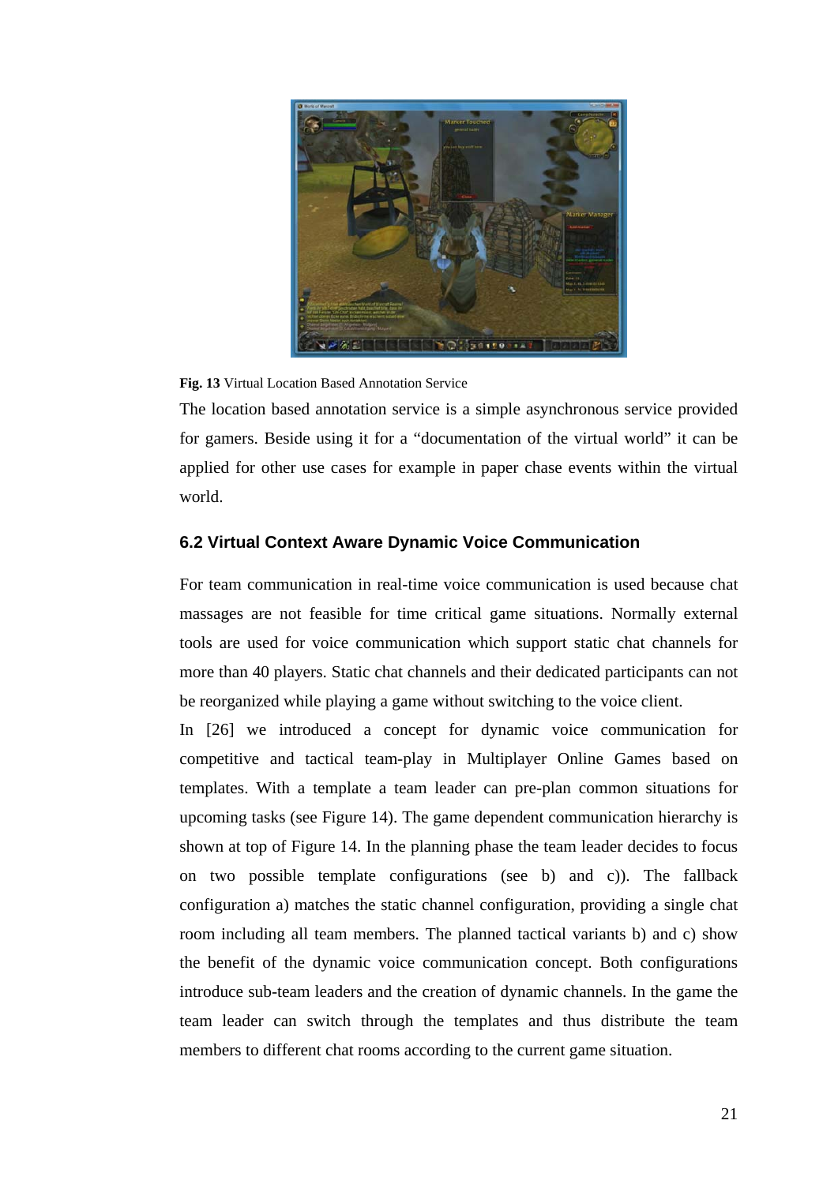**Fig. 13** Virtual Location Based Annotation Service

The location based annotation service is a simple asynchronous service provided for gamers. Beside using it for a "documentation of the virtual world" it can be applied for other use cases for example in paper chase events within the virtual world.

### 6.2 Virtual Context Aware Dynamic Voice Communication

For team communication in real-time voice communication is used because chat massages are not feasible for time critical game situations. Normally external tools are used for voice communication which support static chat channels for more than 40 players. Static chat channels and their dedicated participants can not be reorganized while playing a game without switching to the voice client.

In [26] we introduced a concept for dynamic voice communication for competitive and tactical team-play in Multiplayer Online Games based on templates. With a template a team leader can pre-plan common situations for upcoming tasks (see Figure 14). The game dependent communication hierarchy is shown at top of Figure 14. In the planning phase the team leader decides to focus on two possible template configurations (see b) and c)). The fallback configuration a) matches the static channel configuration, providing a single chat room including all team members. The planned tactical variants b) and c) show the benefit of the dynamic voice communication concept. Both configurations introduce sub-team leaders and the creation of dynamic channels. In the game the team leader can switch through the templates and thus distribute the team members to different chat rooms according to the current game situation.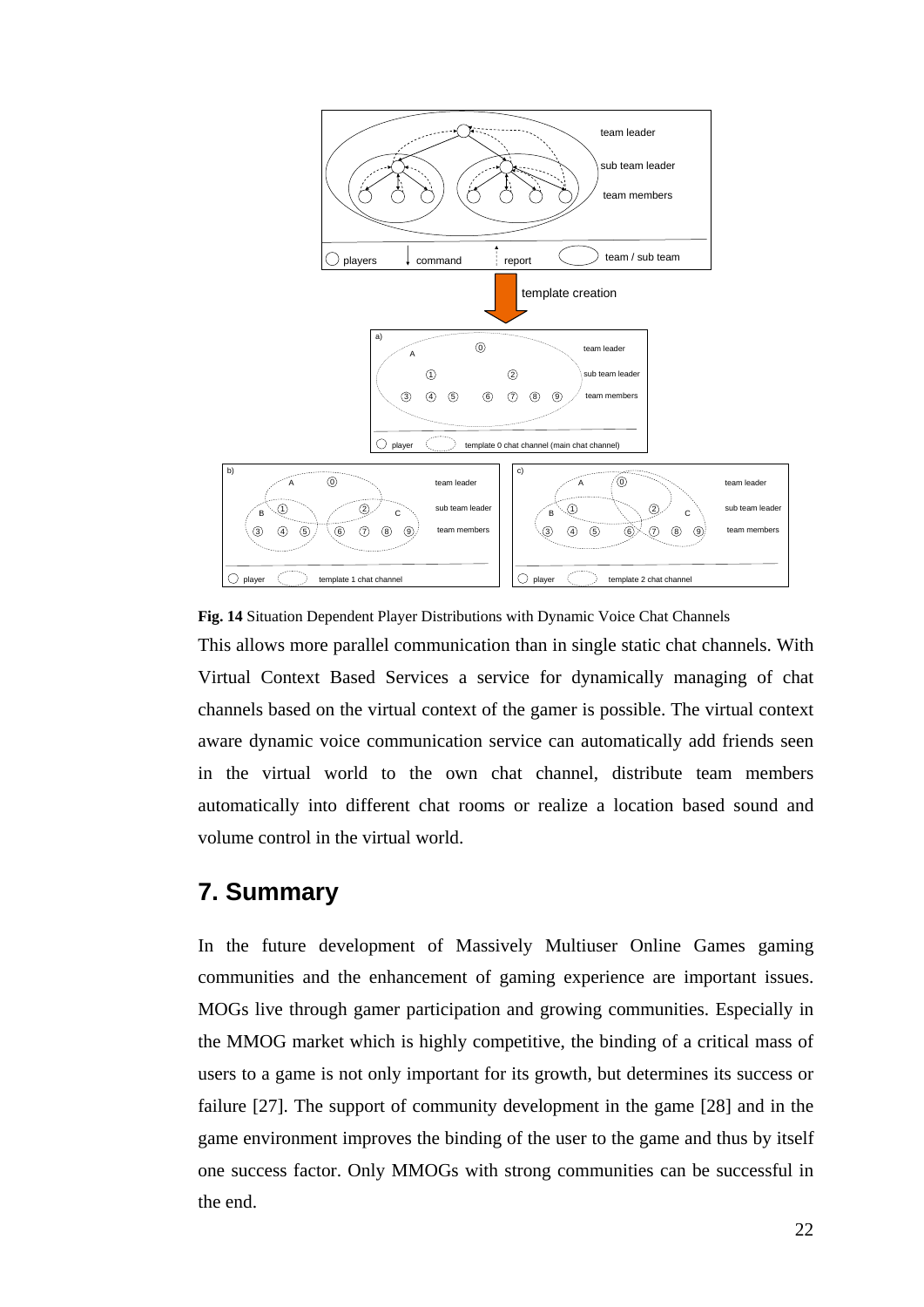**Fig. 14** Situation Dependent Player Distributions with Dynamic Voice Chat Channels

This allows more parallel communication than in single static chat channels. With Virtual Context Based Services a service for dynamically managing of chat channels based on the virtual context of the gamer is possible. The virtual context aware dynamic voice communication service can automatically add friends seen in the virtual world to the own chat channel, distribute team members automatically into different chat rooms or realize a location based sound and volume control in the virtual world.

## 7. Summary

In the future development of Massively Multiuser Online Games gaming communities and the enhancement of gaming experience are important issues. MOGs live through gamer participation and growing communities. Especially in the MMOG market which is highly competitive, the binding of a critical mass of users to a game is not only important for its growth, but determines its success or failure [27]. The support of community development in the game [28] and in the game environment improves the binding of the user to the game and thus by itself one success factor. Only MMOGs with strong communities can be successful in the end.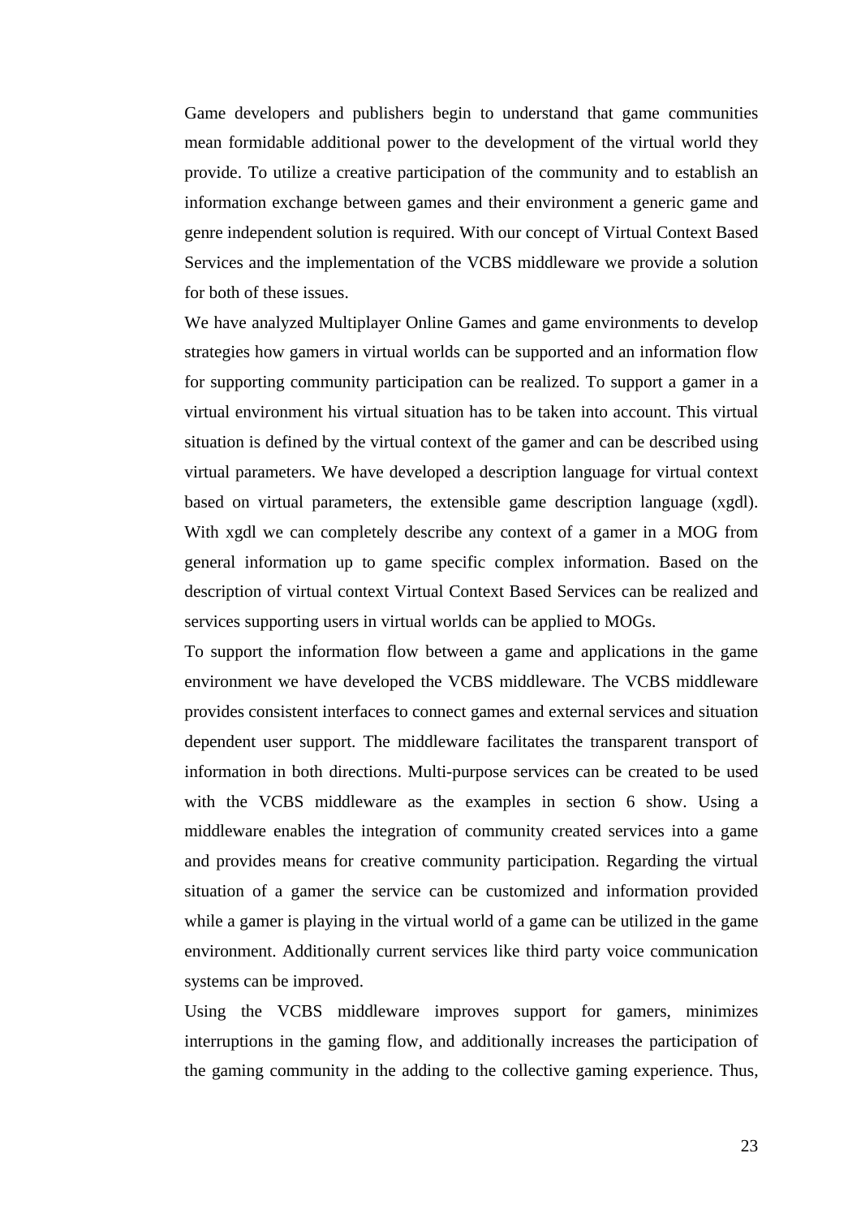Game developers and publishers begin to understand that game communities mean formidable additional power to the development of the virtual world they provide. To utilize a creative participation of the community and to establish an information exchange between games and their environment a generic game and genre independent solution is required. With our concept of Virtual Context Based Services and the implementation of the VCBS middleware we provide a solution for both of these issues.

We have analyzed Multiplayer Online Games and game environments to develop strategies how gamers in virtual worlds can be supported and an information flow for supporting community participation can be realized. To support a gamer in a virtual environment his virtual situation has to be taken into account. This virtual situation is defined by the virtual context of the gamer and can be described using virtual parameters. We have developed a description language for virtual context based on virtual parameters, the extensible game description language (xgdl). With xgdl we can completely describe any context of a gamer in a MOG from general information up to game specific complex information. Based on the description of virtual context Virtual Context Based Services can be realized and services supporting users in virtual worlds can be applied to MOGs.

To support the information flow between a game and applications in the game environment we have developed the VCBS middleware. The VCBS middleware provides consistent interfaces to connect games and external services and situation dependent user support. The middleware facilitates the transparent transport of information in both directions. Multi-purpose services can be created to be used with the VCBS middleware as the examples in section 6 show. Using a middleware enables the integration of community created services into a game and provides means for creative community participation. Regarding the virtual situation of a gamer the service can be customized and information provided while a gamer is playing in the virtual world of a game can be utilized in the game environment. Additionally current services like third party voice communication systems can be improved.

Using the VCBS middleware improves support for gamers, minimizes interruptions in the gaming flow, and additionally increases the participation of the gaming community in the adding to the collective gaming experience. Thus,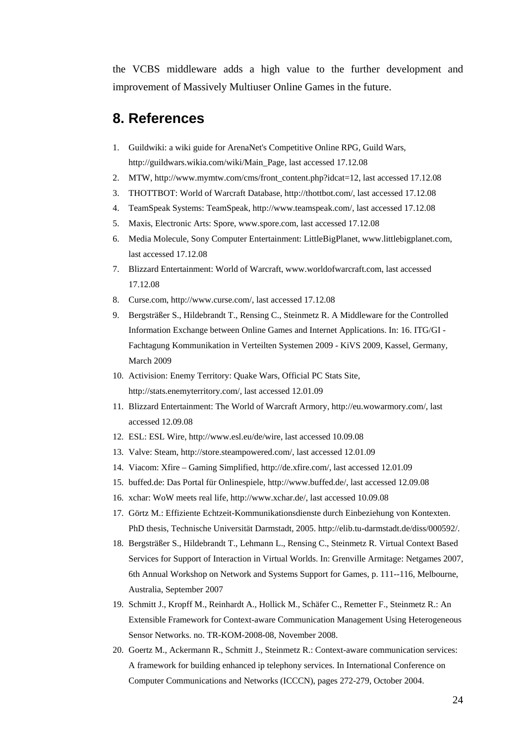the VCBS middleware adds a high value to the further development and improvement of Massively Multiuser Online Games in the future.

## 8. References

1. Guildwiki: a wiki guide for ArenaNet's Competitive Online RPG, Guild Wars, http://guildwars.wikia.com/wiki/Main_Page, last accessed 17.12.08
2. MTW, http://www.mymtw.com/cms/front_content.php?idcat=12, last accessed 17.12.08
3. THOTTBOT: World of Warcraft Database, http://thottbot.com/, last accessed 17.12.08
4. TeamSpeak Systems: TeamSpeak, http://www.teamspeak.com/, last accessed 17.12.08
5. Maxis, Electronic Arts: Spore, www.spore.com, last accessed 17.12.08
6. Media Molecule, Sony Computer Entertainment: LittleBigPlanet, www.littlebigplanet.com, last accessed 17.12.08
7. Blizzard Entertainment: World of Warcraft, www.worldofwarcraft.com, last accessed 17.12.08
8. Curse.com, http://www.curse.com/, last accessed 17.12.08
9. Bergsträßer S., Hildebrandt T., Rensing C., Steinmetz R. A Middleware for the Controlled Information Exchange between Online Games and Internet Applications. In: 16. ITG/GI - Fachtagung Kommunikation in Verteilten Systemen 2009 - KiVS 2009, Kassel, Germany, March 2009
10. Activision: Enemy Territory: Quake Wars, Official PC Stats Site, http://stats.enemyterritory.com/, last accessed 12.01.09
11. Blizzard Entertainment: The World of Warcraft Armory, http://eu.wowarmory.com/, last accessed 12.09.08
12. ESL: ESL Wire, http://www.esl.eu/de/wire, last accessed 10.09.08
13. Valve: Steam, http://store.steampowered.com/, last accessed 12.01.09
14. Viacom: Xfire – Gaming Simplified, http://de.xfire.com/, last accessed 12.01.09
15. buffed.de: Das Portal für Onlinespiele, http://www.buffed.de/, last accessed 12.09.08
16. xchar: WoW meets real life, http://www.xchar.de/, last accessed 10.09.08
17. Görtz M.: Effiziente Echtzeit-Kommunikationsdienste durch Einbeziehung von Kontexten. PhD thesis, Technische Universität Darmstadt, 2005. http://elib.tu-darmstadt.de/diss/000592/.
18. Bergsträßer S., Hildebrandt T., Lehmann L., Rensing C., Steinmetz R. Virtual Context Based Services for Support of Interaction in Virtual Worlds. In: Grenville Armitage: Netgames 2007, 6th Annual Workshop on Network and Systems Support for Games, p. 111--116, Melbourne, Australia, September 2007
19. Schmitt J., Kropff M., Reinhardt A., Hollick M., Schäfer C., Remetter F., Steinmetz R.: An Extensible Framework for Context-aware Communication Management Using Heterogeneous Sensor Networks. no. TR-KOM-2008-08, November 2008.
20. Goertz M., Ackermann R., Schmitt J., Steinmetz R.: Context-aware communication services: A framework for building enhanced ip telephony services. In International Conference on Computer Communications and Networks (ICCCN), pages 272-279, October 2004.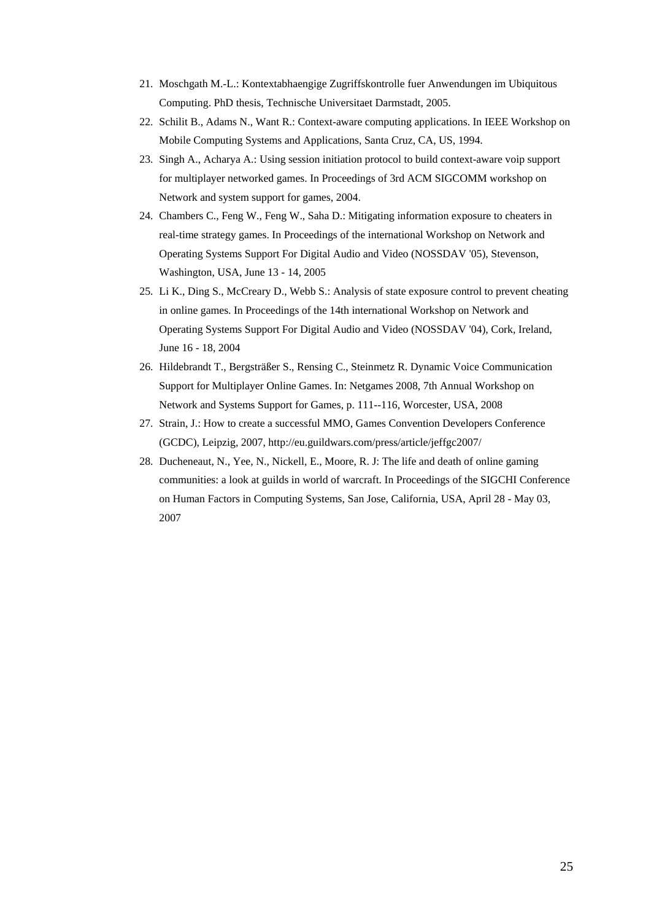21. Moschgath M.-L.: Kontextabhaengige Zugriffskontrolle fuer Anwendungen im Ubiquitous Computing. PhD thesis, Technische Universitaet Darmstadt, 2005.
22. Schilit B., Adams N., Want R.: Context-aware computing applications. In IEEE Workshop on Mobile Computing Systems and Applications, Santa Cruz, CA, US, 1994.
23. Singh A., Acharya A.: Using session initiation protocol to build context-aware voip support for multiplayer networked games. In Proceedings of 3rd ACM SIGCOMM workshop on Network and system support for games, 2004.
24. Chambers C., Feng W., Feng W., Saha D.: Mitigating information exposure to cheaters in real-time strategy games. In Proceedings of the international Workshop on Network and Operating Systems Support For Digital Audio and Video (NOSSDAV '05), Stevenson, Washington, USA, June 13 - 14, 2005
25. Li K., Ding S., McCreary D., Webb S.: Analysis of state exposure control to prevent cheating in online games. In Proceedings of the 14th international Workshop on Network and Operating Systems Support For Digital Audio and Video (NOSSDAV '04), Cork, Ireland, June 16 - 18, 2004
26. Hildebrandt T., Bergsträßer S., Rensing C., Steinmetz R. Dynamic Voice Communication Support for Multiplayer Online Games. In: Netgames 2008, 7th Annual Workshop on Network and Systems Support for Games, p. 111--116, Worcester, USA, 2008
27. Strain, J.: How to create a successful MMO, Games Convention Developers Conference (GCDC), Leipzig, 2007, http://eu.guildwars.com/press/article/jeffgc2007/
28. Ducheneaut, N., Yee, N., Nickell, E., Moore, R. J: The life and death of online gaming communities: a look at guilds in world of warcraft. In Proceedings of the SIGCHI Conference on Human Factors in Computing Systems, San Jose, California, USA, April 28 - May 03, 2007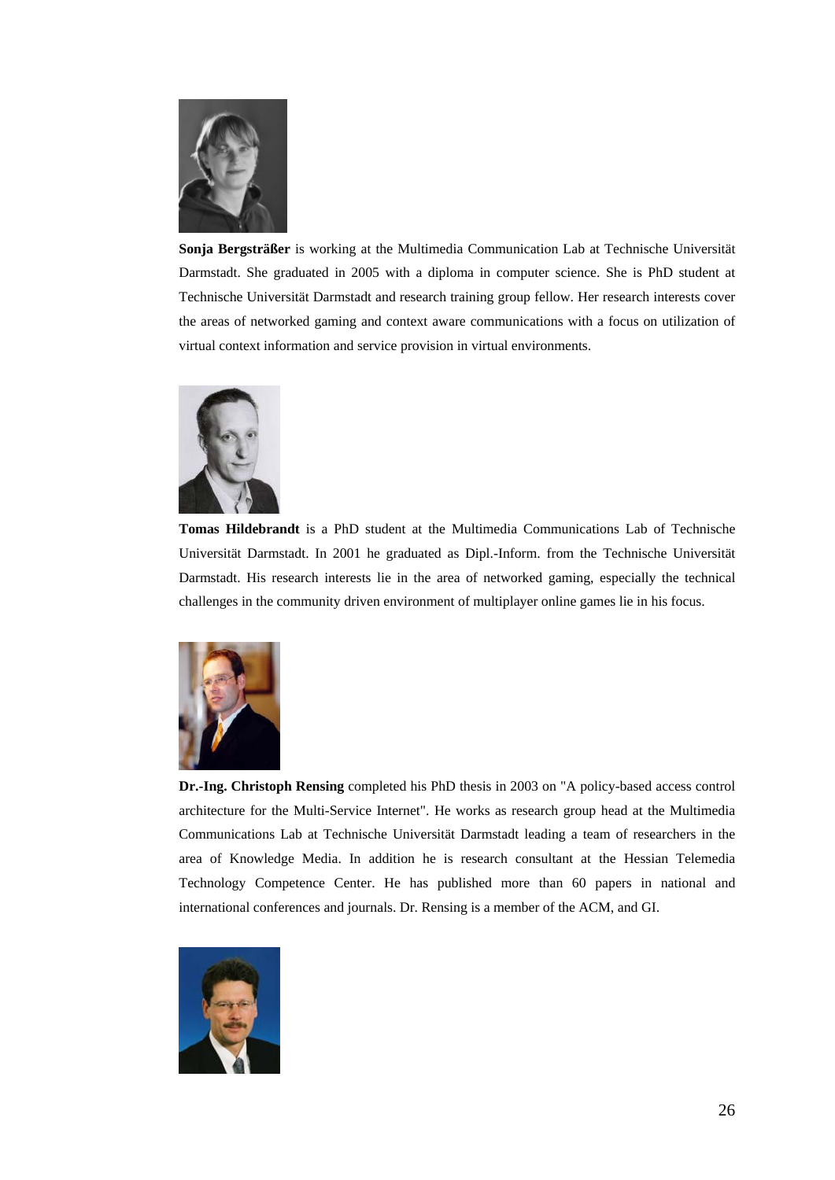**Sonja Bergsträßer** is working at the Multimedia Communication Lab at Technische Universität Darmstadt. She graduated in 2005 with a diploma in computer science. She is PhD student at Technische Universität Darmstadt and research training group fellow. Her research interests cover the areas of networked gaming and context aware communications with a focus on utilization of virtual context information and service provision in virtual environments.

**Tomas Hildebrandt** is a PhD student at the Multimedia Communications Lab of Technische Universität Darmstadt. In 2001 he graduated as Dipl.-Inform. from the Technische Universität Darmstadt. His research interests lie in the area of networked gaming, especially the technical challenges in the community driven environment of multiplayer online games lie in his focus.

**Dr.-Ing. Christoph Rensing** completed his PhD thesis in 2003 on "A policy-based access control architecture for the Multi-Service Internet". He works as research group head at the Multimedia Communications Lab at Technische Universität Darmstadt leading a team of researchers in the area of Knowledge Media. In addition he is research consultant at the Hessian Telemedia Technology Competence Center. He has published more than 60 papers in national and international conferences and journals. Dr. Rensing is a member of the ACM, and GI.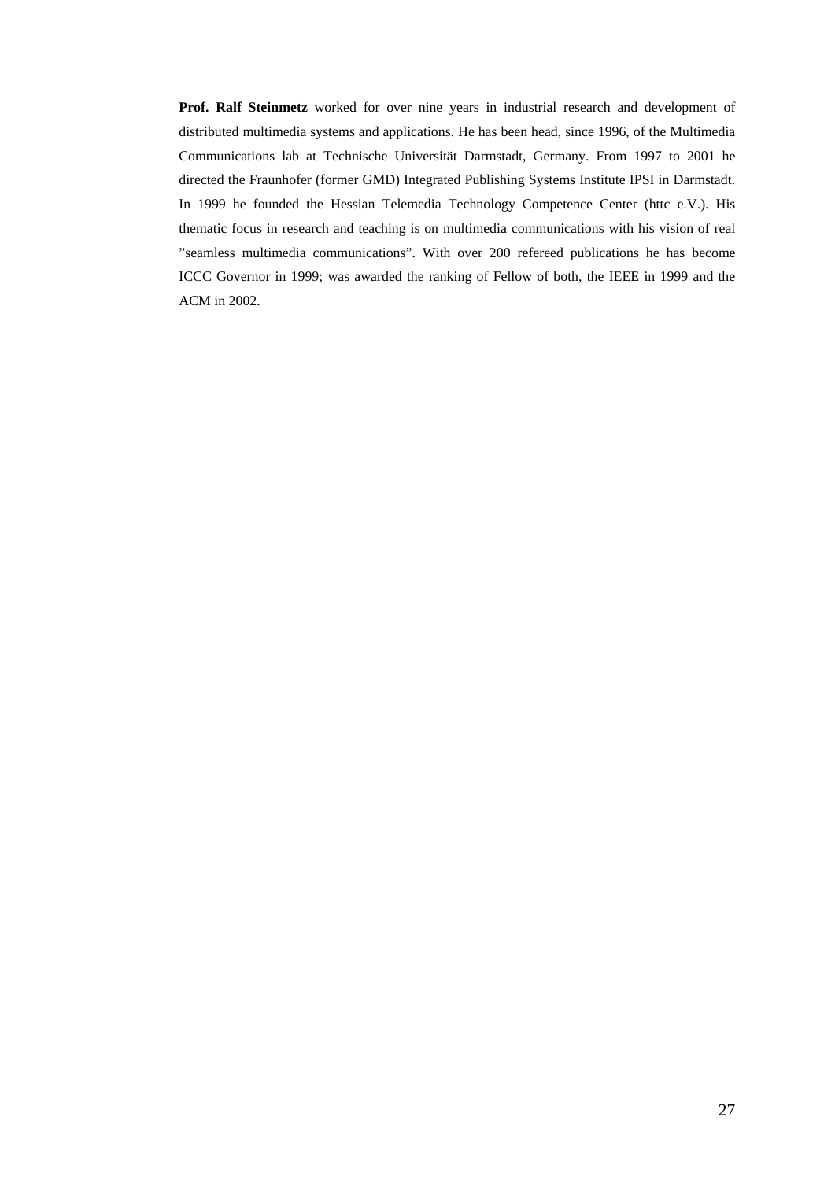**Prof. Ralf Steinmetz** worked for over nine years in industrial research and development of distributed multimedia systems and applications. He has been head, since 1996, of the Multimedia Communications lab at Technische Universität Darmstadt, Germany. From 1997 to 2001 he directed the Fraunhofer (former GMD) Integrated Publishing Systems Institute IPSI in Darmstadt. In 1999 he founded the Hessian Telemedia Technology Competence Center (httc e.V.). His thematic focus in research and teaching is on multimedia communications with his vision of real "seamless multimedia communications". With over 200 refereed publications he has become ICCC Governor in 1999; was awarded the ranking of Fellow of both, the IEEE in 1999 and the ACM in 2002.